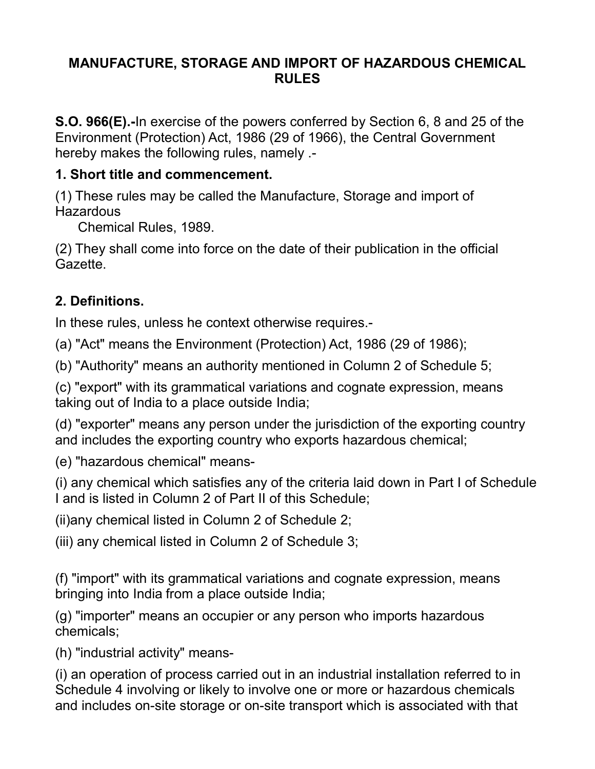# MANUFACTURE, STORAGE AND IMPORT OF HAZARDOUS CHEMICAL RULES

**S.O. 966(E).-**In exercise of the powers conferred by Section 6, 8 and 25 of the Environment (Protection) Act, 1986 (29 of 1966), the Central Government hereby makes the following rules, namely .-

### 1. Short title and commencement.

(1) These rules may be called the Manufacture, Storage and import of Hazardous Chemical Rules, 1989.

(2) They shall come into force on the date of their publication in the official Gazette.

### 2. Definitions.

In these rules, unless he context otherwise requires.-

(a) "Act" means the Environment (Protection) Act, 1986 (29 of 1986);

(b) "Authority" means an authority mentioned in Column 2 of Schedule 5;

(c) "export" with its grammatical variations and cognate expression, means taking out of India to a place outside India;

(d) "exporter" means any person under the jurisdiction of the exporting country and includes the exporting country who exports hazardous chemical;

(e) "hazardous chemical" means-

(i) any chemical which satisfies any of the criteria laid down in Part I of Schedule I and is listed in Column 2 of Part II of this Schedule;

(ii)any chemical listed in Column 2 of Schedule 2;

(iii) any chemical listed in Column 2 of Schedule 3;

(f) "import" with its grammatical variations and cognate expression, means bringing into India from a place outside India;

(g) "importer" means an occupier or any person who imports hazardous chemicals;

(h) "industrial activity" means-

(i) an operation of process carried out in an industrial installation referred to in Schedule 4 involving or likely to involve one or more or hazardous chemicals and includes on-site storage or on-site transport which is associated with that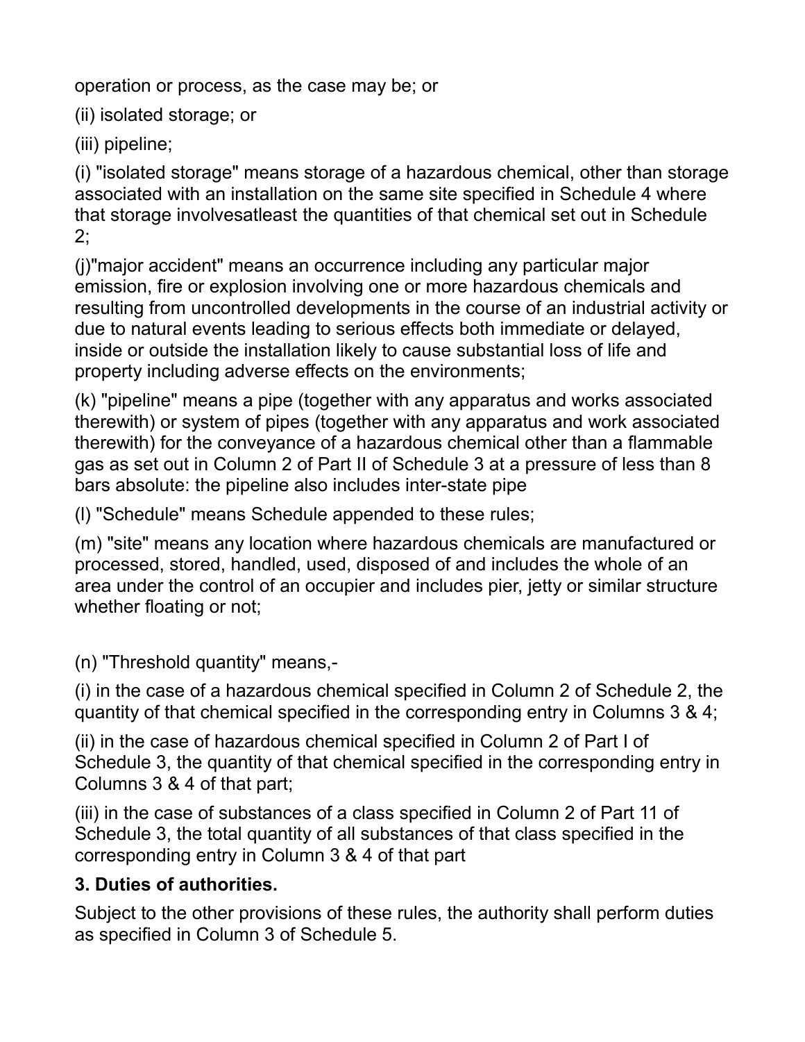operation or process, as the case may be; or

(ii) isolated storage; or

(iii) pipeline;

(i) "isolated storage" means storage of a hazardous chemical, other than storage associated with an installation on the same site specified in Schedule 4 where that storage involvesatleast the quantities of that chemical set out in Schedule 2;

(j)"major accident" means an occurrence including any particular major emission, fire or explosion involving one or more hazardous chemicals and resulting from uncontrolled developments in the course of an industrial activity or due to natural events leading to serious effects both immediate or delayed, inside or outside the installation likely to cause substantial loss of life and property including adverse effects on the environments;

(k) "pipeline" means a pipe (together with any apparatus and works associated therewith) or system of pipes (together with any apparatus and work associated therewith) for the conveyance of a hazardous chemical other than a flammable gas as set out in Column 2 of Part II of Schedule 3 at a pressure of less than 8 bars absolute: the pipeline also includes inter-state pipe

(l) "Schedule" means Schedule appended to these rules;

(m) "site" means any location where hazardous chemicals are manufactured or processed, stored, handled, used, disposed of and includes the whole of an area under the control of an occupier and includes pier, jetty or similar structure whether floating or not;

(n) "Threshold quantity" means,-

(i) in the case of a hazardous chemical specified in Column 2 of Schedule 2, the quantity of that chemical specified in the corresponding entry in Columns 3 & 4;

(ii) in the case of hazardous chemical specified in Column 2 of Part I of Schedule 3, the quantity of that chemical specified in the corresponding entry in Columns 3 & 4 of that part;

(iii) in the case of substances of a class specified in Column 2 of Part 11 of Schedule 3, the total quantity of all substances of that class specified in the corresponding entry in Column 3 & 4 of that part

### 3. Duties of authorities.

Subject to the other provisions of these rules, the authority shall perform duties as specified in Column 3 of Schedule 5.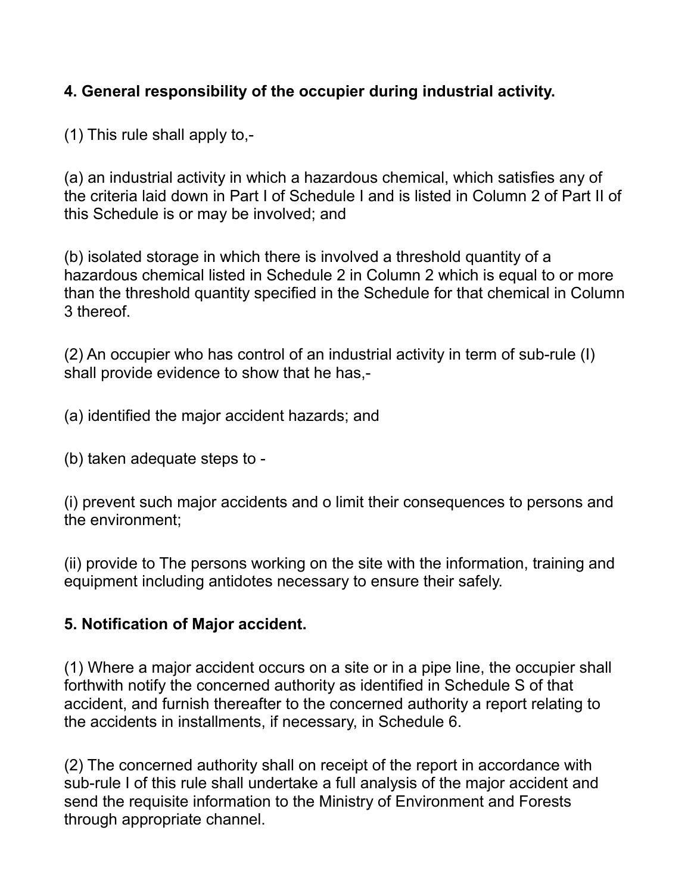**4. General responsibility of the occupier during industrial activity.**

(1) This rule shall apply to,-

(a) an industrial activity in which a hazardous chemical, which satisfies any of the criteria laid down in Part I of Schedule I and is listed in Column 2 of Part II of this Schedule is or may be involved; and

(b) isolated storage in which there is involved a threshold quantity of a hazardous chemical listed in Schedule 2 in Column 2 which is equal to or more than the threshold quantity specified in the Schedule for that chemical in Column 3 thereof.

(2) An occupier who has control of an industrial activity in term of sub-rule (I) shall provide evidence to show that he has,-

(a) identified the major accident hazards; and

(b) taken adequate steps to -

(i) prevent such major accidents and o limit their consequences to persons and the environment;

(ii) provide to The persons working on the site with the information, training and equipment including antidotes necessary to ensure their safely.

**5. Notification of Major accident.**

(1) Where a major accident occurs on a site or in a pipe line, the occupier shall forthwith notify the concerned authority as identified in Schedule S of that accident, and furnish thereafter to the concerned authority a report relating to the accidents in installments, if necessary, in Schedule 6.

(2) The concerned authority shall on receipt of the report in accordance with sub-rule I of this rule shall undertake a full analysis of the major accident and send the requisite information to the Ministry of Environment and Forests through appropriate channel.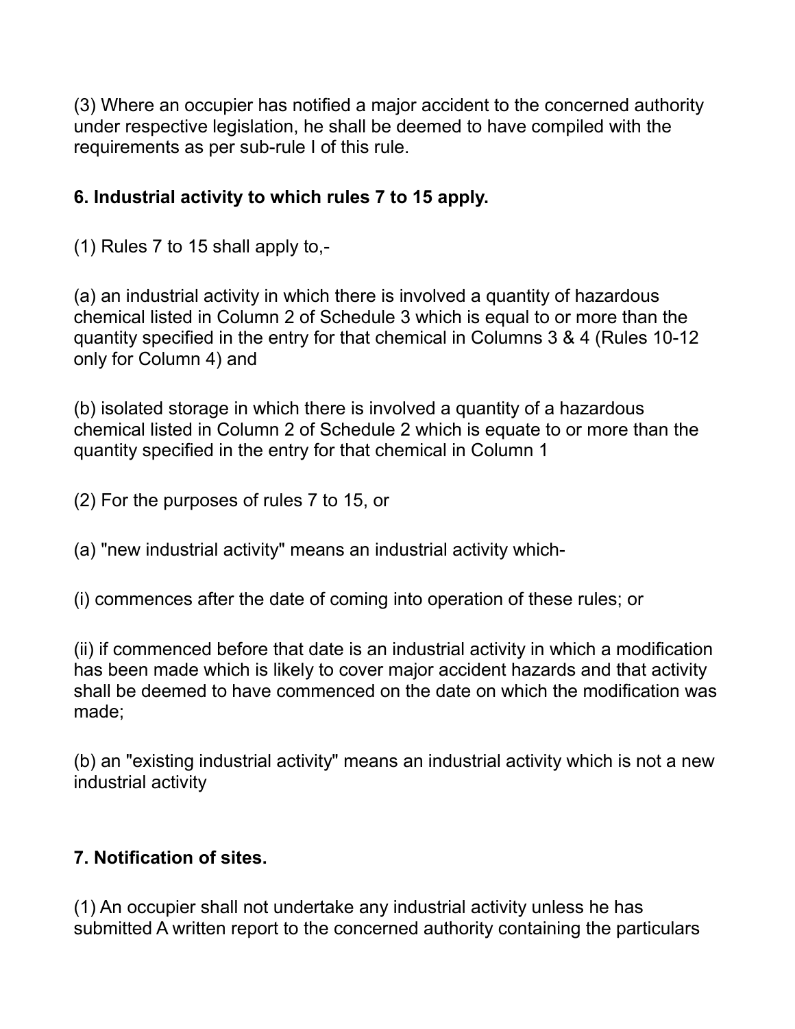(3) Where an occupier has notified a major accident to the concerned authority under respective legislation, he shall be deemed to have compiled with the requirements as per sub-rule I of this rule.

**6. Industrial activity to which rules 7 to 15 apply.**

(1) Rules 7 to 15 shall apply to,-

(a) an industrial activity in which there is involved a quantity of hazardous chemical listed in Column 2 of Schedule 3 which is equal to or more than the quantity specified in the entry for that chemical in Columns 3 & 4 (Rules 10-12 only for Column 4) and

(b) isolated storage in which there is involved a quantity of a hazardous chemical listed in Column 2 of Schedule 2 which is equate to or more than the quantity specified in the entry for that chemical in Column 1

(2) For the purposes of rules 7 to 15, or

(a) "new industrial activity" means an industrial activity which-

(i) commences after the date of coming into operation of these rules; or

(ii) if commenced before that date is an industrial activity in which a modification has been made which is likely to cover major accident hazards and that activity shall be deemed to have commenced on the date on which the modification was made;

(b) an "existing industrial activity" means an industrial activity which is not a new industrial activity

**7. Notification of sites.**

(1) An occupier shall not undertake any industrial activity unless he has submitted A written report to the concerned authority containing the particulars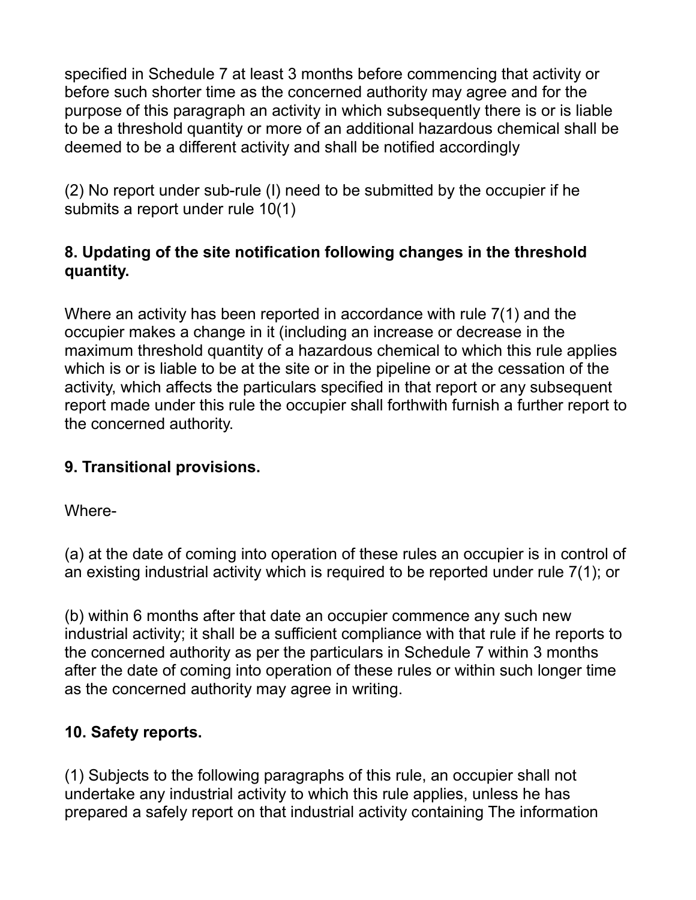specified in Schedule 7 at least 3 months before commencing that activity or before such shorter time as the concerned authority may agree and for the purpose of this paragraph an activity in which subsequently there is or is liable to be a threshold quantity or more of an additional hazardous chemical shall be deemed to be a different activity and shall be notified accordingly

(2) No report under sub-rule (I) need to be submitted by the occupier if he submits a report under rule 10(1)

**8. Updating of the site notification following changes in the threshold quantity.**

Where an activity has been reported in accordance with rule 7(1) and the occupier makes a change in it (including an increase or decrease in the maximum threshold quantity of a hazardous chemical to which this rule applies which is or is liable to be at the site or in the pipeline or at the cessation of the activity, which affects the particulars specified in that report or any subsequent report made under this rule the occupier shall forthwith furnish a further report to the concerned authority.

**9. Transitional provisions.**

Where-

(a) at the date of coming into operation of these rules an occupier is in control of an existing industrial activity which is required to be reported under rule 7(1); or

(b) within 6 months after that date an occupier commence any such new industrial activity; it shall be a sufficient compliance with that rule if he reports to the concerned authority as per the particulars in Schedule 7 within 3 months after the date of coming into operation of these rules or within such longer time as the concerned authority may agree in writing.

**10. Safety reports.**

(1) Subjects to the following paragraphs of this rule, an occupier shall not undertake any industrial activity to which this rule applies, unless he has prepared a safely report on that industrial activity containing The information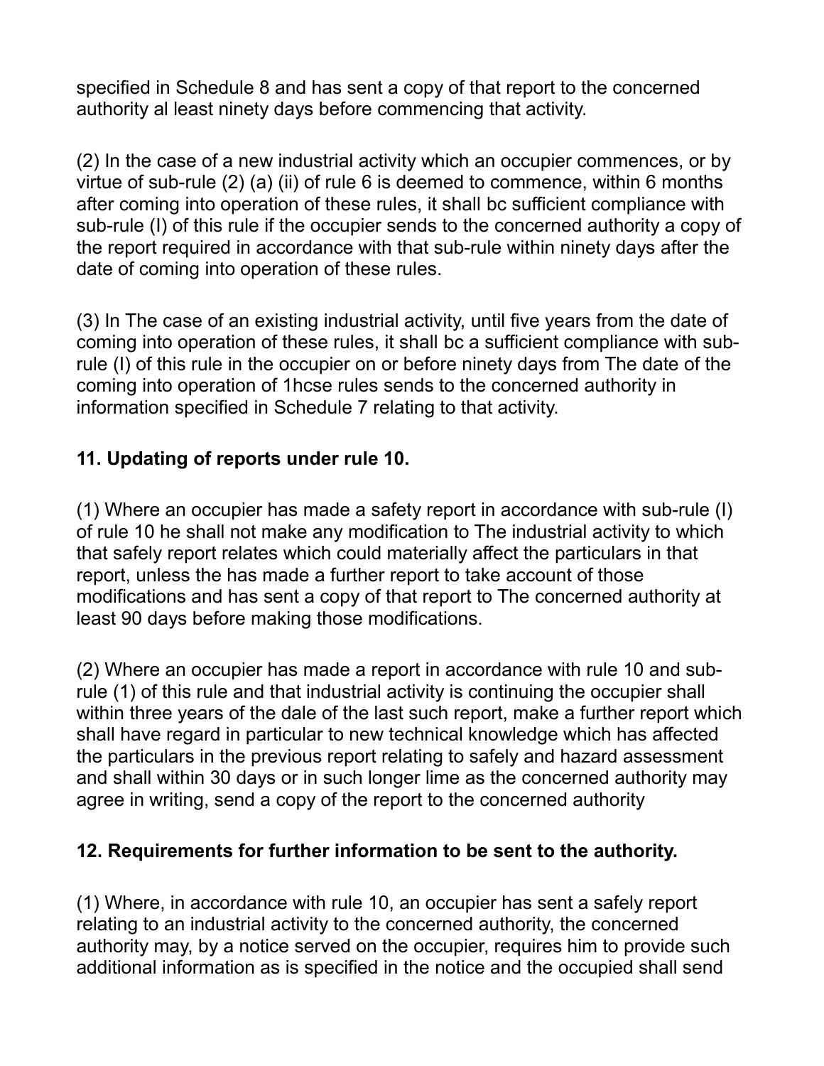specified in Schedule 8 and has sent a copy of that report to the concerned authority al least ninety days before commencing that activity.

(2) In the case of a new industrial activity which an occupier commences, or by virtue of sub-rule (2) (a) (ii) of rule 6 is deemed to commence, within 6 months after coming into operation of these rules, it shall bc sufficient compliance with sub-rule (I) of this rule if the occupier sends to the concerned authority a copy of the report required in accordance with that sub-rule within ninety days after the date of coming into operation of these rules.

(3) In The case of an existing industrial activity, until five years from the date of coming into operation of these rules, it shall bc a sufficient compliance with sub-rule (I) of this rule in the occupier on or before ninety days from The date of the coming into operation of 1hcse rules sends to the concerned authority in information specified in Schedule 7 relating to that activity.

### 11. Updating of reports under rule 10.

(1) Where an occupier has made a safety report in accordance with sub-rule (I) of rule 10 he shall not make any modification to The industrial activity to which that safely report relates which could materially affect the particulars in that report, unless the has made a further report to take account of those modifications and has sent a copy of that report to The concerned authority at least 90 days before making those modifications.

(2) Where an occupier has made a report in accordance with rule 10 and sub-rule (1) of this rule and that industrial activity is continuing the occupier shall within three years of the dale of the last such report, make a further report which shall have regard in particular to new technical knowledge which has affected the particulars in the previous report relating to safely and hazard assessment and shall within 30 days or in such longer lime as the concerned authority may agree in writing, send a copy of the report to the concerned authority

### 12. Requirements for further information to be sent to the authority.

(1) Where, in accordance with rule 10, an occupier has sent a safely report relating to an industrial activity to the concerned authority, the concerned authority may, by a notice served on the occupier, requires him to provide such additional information as is specified in the notice and the occupied shall send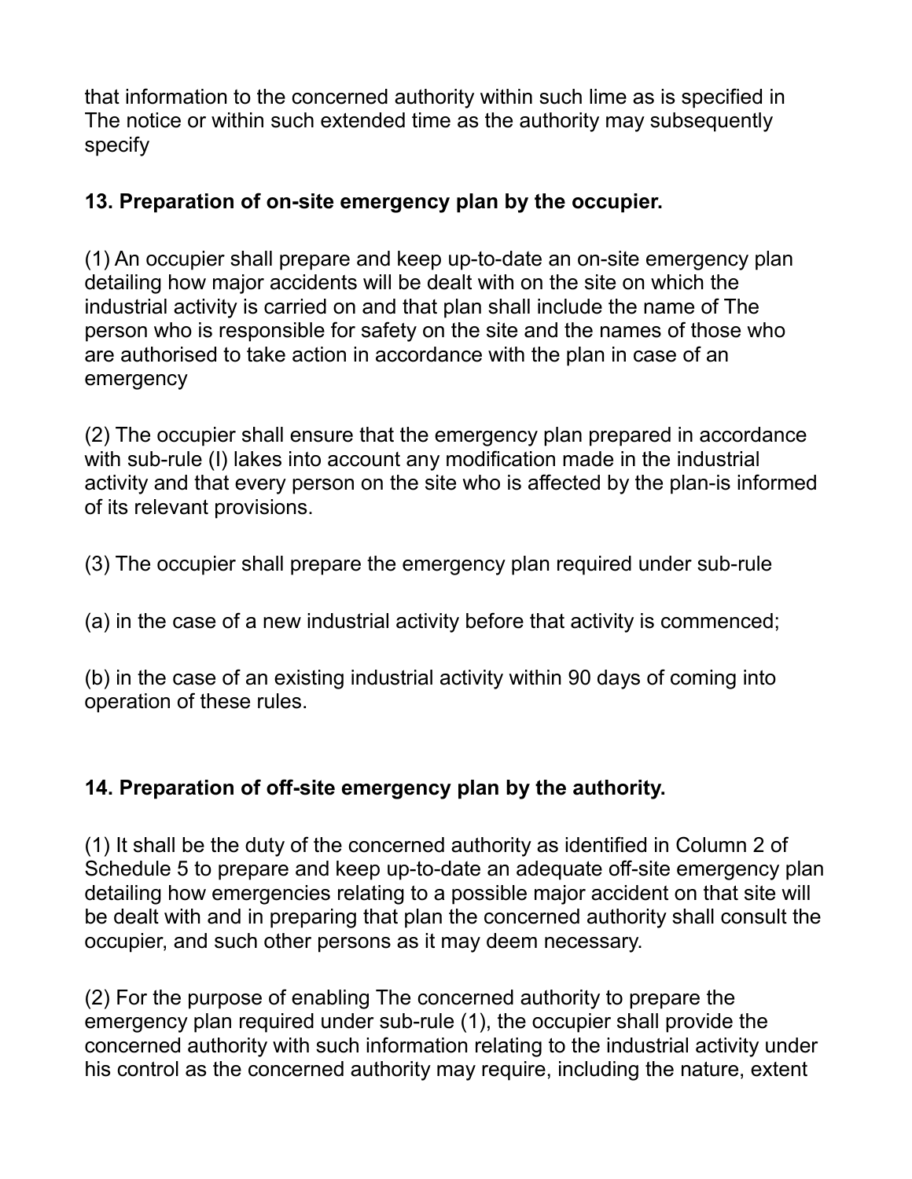that information to the concerned authority within such lime as is specified in The notice or within such extended time as the authority may subsequently specify

### 13. Preparation of on-site emergency plan by the occupier.

(1) An occupier shall prepare and keep up-to-date an on-site emergency plan detailing how major accidents will be dealt with on the site on which the industrial activity is carried on and that plan shall include the name of The person who is responsible for safety on the site and the names of those who are authorised to take action in accordance with the plan in case of an emergency

(2) The occupier shall ensure that the emergency plan prepared in accordance with sub-rule (l) lakes into account any modification made in the industrial activity and that every person on the site who is affected by the plan-is informed of its relevant provisions.

(3) The occupier shall prepare the emergency plan required under sub-rule

(a) in the case of a new industrial activity before that activity is commenced;

(b) in the case of an existing industrial activity within 90 days of coming into operation of these rules.

### 14. Preparation of off-site emergency plan by the authority.

(1) It shall be the duty of the concerned authority as identified in Column 2 of Schedule 5 to prepare and keep up-to-date an adequate off-site emergency plan detailing how emergencies relating to a possible major accident on that site will be dealt with and in preparing that plan the concerned authority shall consult the occupier, and such other persons as it may deem necessary.

(2) For the purpose of enabling The concerned authority to prepare the emergency plan required under sub-rule (1), the occupier shall provide the concerned authority with such information relating to the industrial activity under his control as the concerned authority may require, including the nature, extent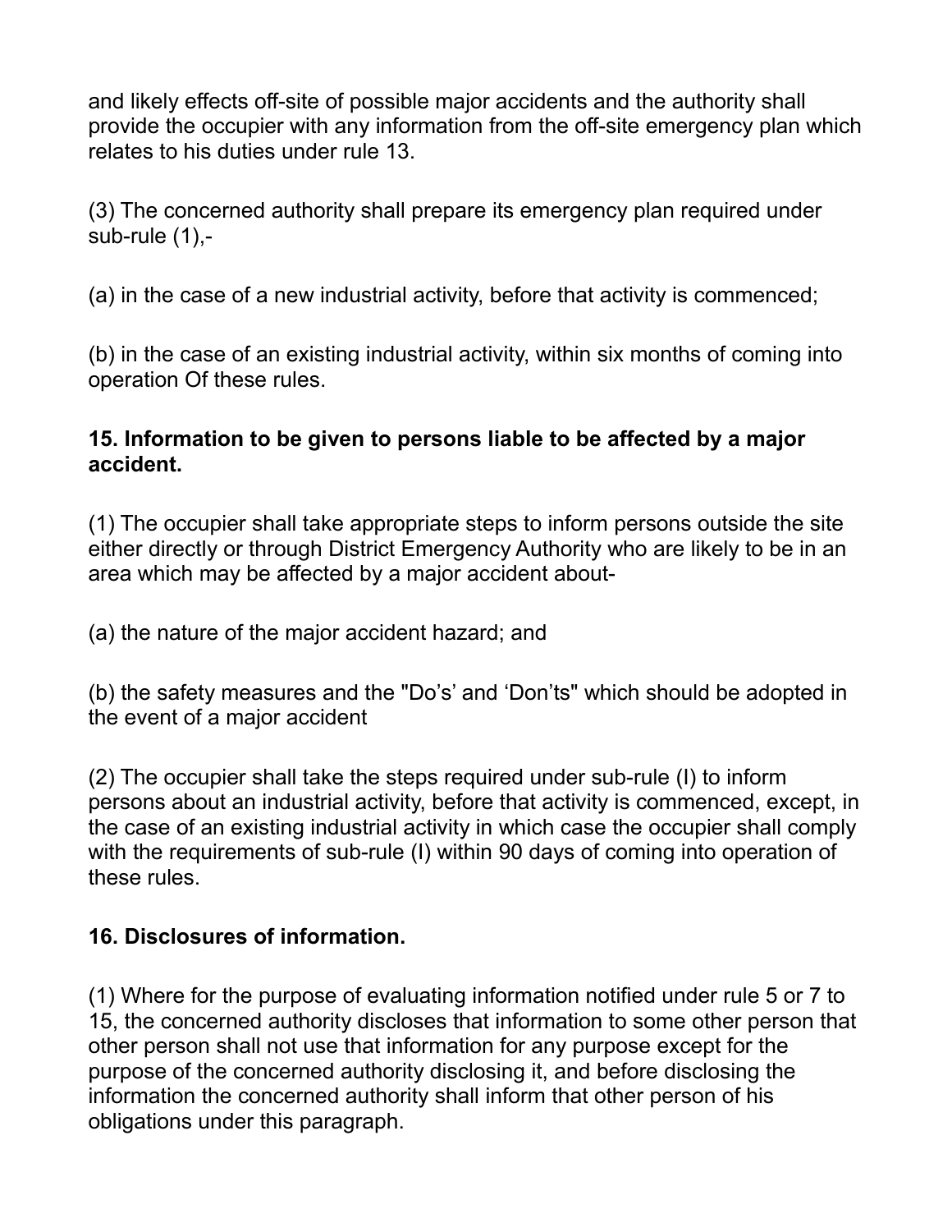and likely effects off-site of possible major accidents and the authority shall provide the occupier with any information from the off-site emergency plan which relates to his duties under rule 13.

(3) The concerned authority shall prepare its emergency plan required under sub-rule (1),-

(a) in the case of a new industrial activity, before that activity is commenced;

(b) in the case of an existing industrial activity, within six months of coming into operation Of these rules.

**15. Information to be given to persons liable to be affected by a major accident.**

(1) The occupier shall take appropriate steps to inform persons outside the site either directly or through District Emergency Authority who are likely to be in an area which may be affected by a major accident about-

(a) the nature of the major accident hazard; and

(b) the safety measures and the "Do's' and 'Don'ts" which should be adopted in the event of a major accident

(2) The occupier shall take the steps required under sub-rule (I) to inform persons about an industrial activity, before that activity is commenced, except, in the case of an existing industrial activity in which case the occupier shall comply with the requirements of sub-rule (I) within 90 days of coming into operation of these rules.

**16. Disclosures of information.**

(1) Where for the purpose of evaluating information notified under rule 5 or 7 to 15, the concerned authority discloses that information to some other person that other person shall not use that information for any purpose except for the purpose of the concerned authority disclosing it, and before disclosing the information the concerned authority shall inform that other person of his obligations under this paragraph.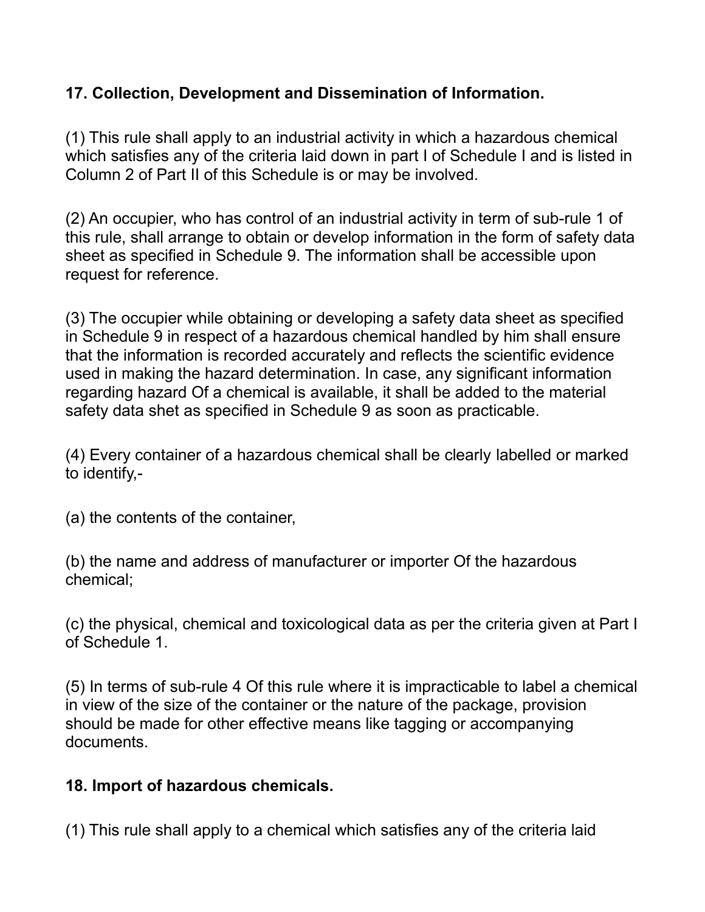### 17. Collection, Development and Dissemination of Information.

(1) This rule shall apply to an industrial activity in which a hazardous chemical which satisfies any of the criteria laid down in part I of Schedule I and is listed in Column 2 of Part II of this Schedule is or may be involved.

(2) An occupier, who has control of an industrial activity in term of sub-rule 1 of this rule, shall arrange to obtain or develop information in the form of safety data sheet as specified in Schedule 9. The information shall be accessible upon request for reference.

(3) The occupier while obtaining or developing a safety data sheet as specified in Schedule 9 in respect of a hazardous chemical handled by him shall ensure that the information is recorded accurately and reflects the scientific evidence used in making the hazard determination. In case, any significant information regarding hazard Of a chemical is available, it shall be added to the material safety data shet as specified in Schedule 9 as soon as practicable.

(4) Every container of a hazardous chemical shall be clearly labelled or marked to identify,-

(a) the contents of the container,

(b) the name and address of manufacturer or importer Of the hazardous chemical;

(c) the physical, chemical and toxicological data as per the criteria given at Part I of Schedule 1.

(5) In terms of sub-rule 4 Of this rule where it is impracticable to label a chemical in view of the size of the container or the nature of the package, provision should be made for other effective means like tagging or accompanying documents.

### 18. Import of hazardous chemicals.

(1) This rule shall apply to a chemical which satisfies any of the criteria laid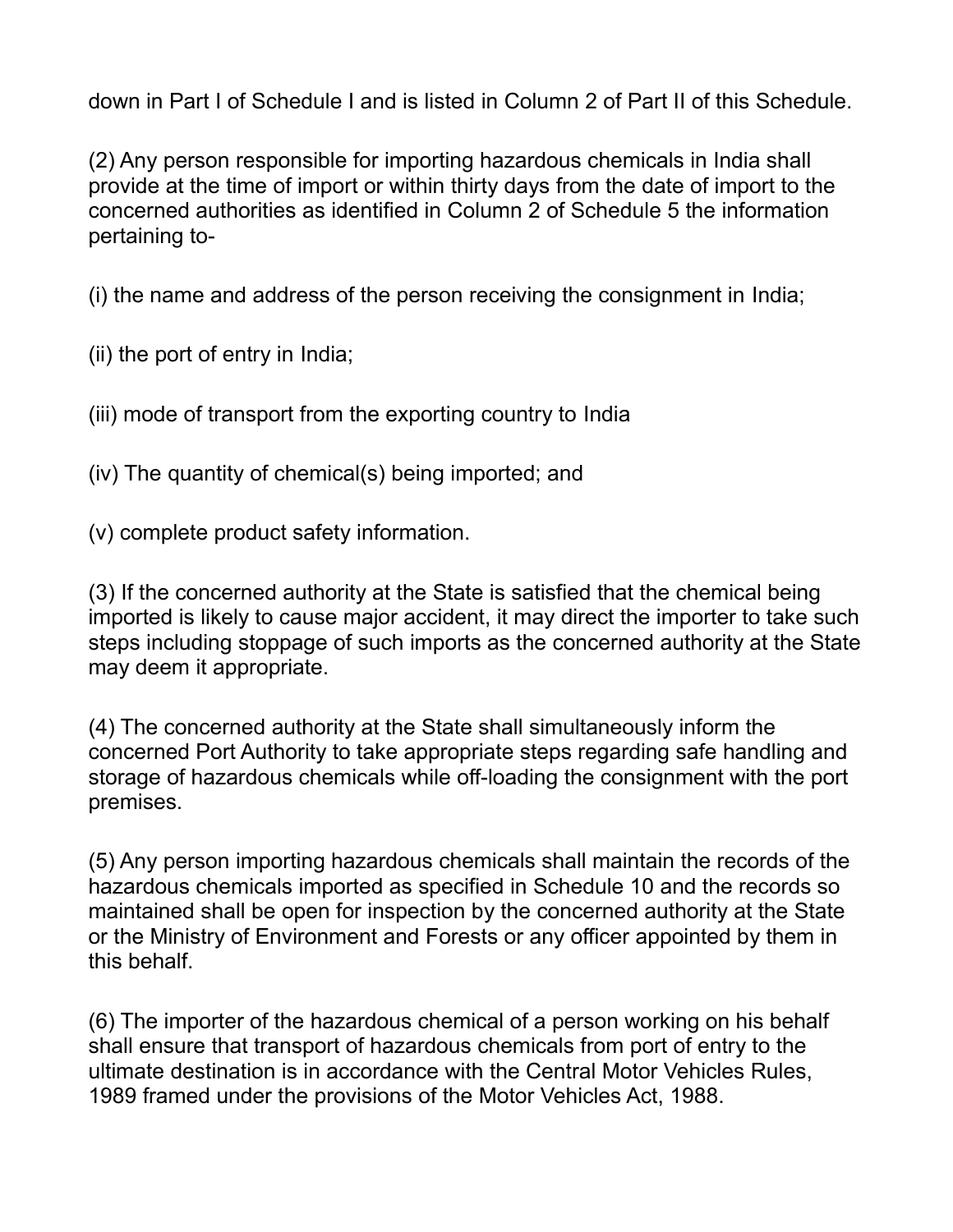down in Part I of Schedule I and is listed in Column 2 of Part II of this Schedule.

(2) Any person responsible for importing hazardous chemicals in India shall provide at the time of import or within thirty days from the date of import to the concerned authorities as identified in Column 2 of Schedule 5 the information pertaining to-

(i) the name and address of the person receiving the consignment in India;

(ii) the port of entry in India;

(iii) mode of transport from the exporting country to India

(iv) The quantity of chemical(s) being imported; and

(v) complete product safety information.

(3) If the concerned authority at the State is satisfied that the chemical being imported is likely to cause major accident, it may direct the importer to take such steps including stoppage of such imports as the concerned authority at the State may deem it appropriate.

(4) The concerned authority at the State shall simultaneously inform the concerned Port Authority to take appropriate steps regarding safe handling and storage of hazardous chemicals while off-loading the consignment with the port premises.

(5) Any person importing hazardous chemicals shall maintain the records of the hazardous chemicals imported as specified in Schedule 10 and the records so maintained shall be open for inspection by the concerned authority at the State or the Ministry of Environment and Forests or any officer appointed by them in this behalf.

(6) The importer of the hazardous chemical of a person working on his behalf shall ensure that transport of hazardous chemicals from port of entry to the ultimate destination is in accordance with the Central Motor Vehicles Rules, 1989 framed under the provisions of the Motor Vehicles Act, 1988.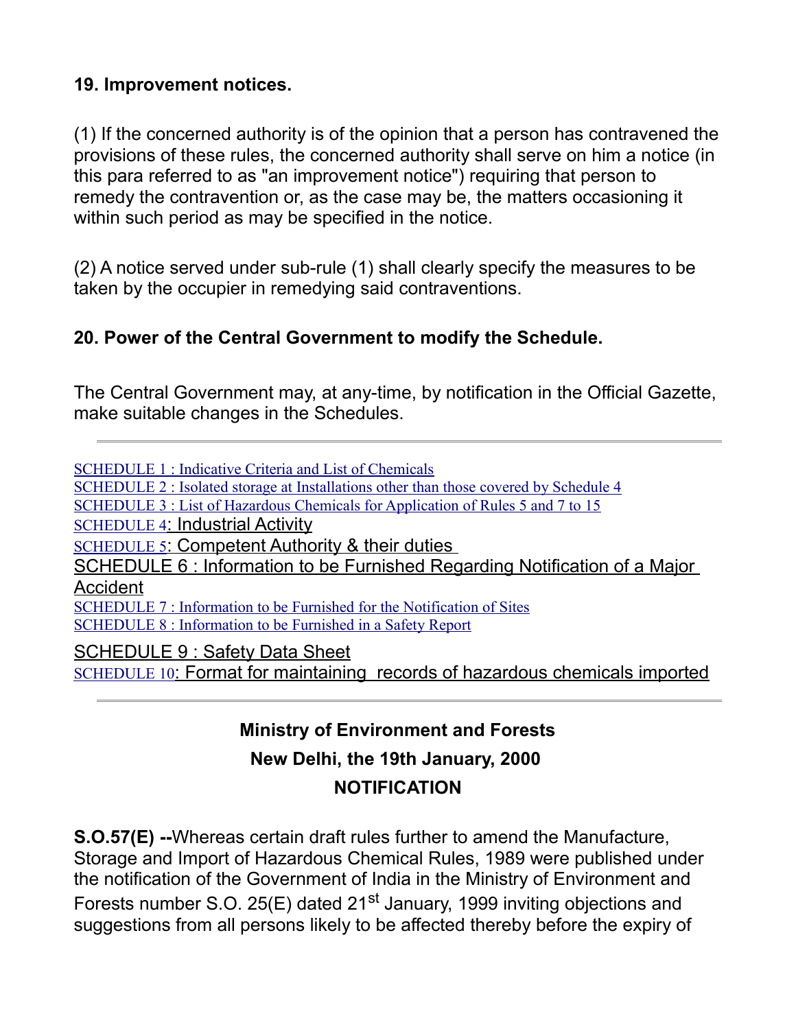### 19. Improvement notices.

(1) If the concerned authority is of the opinion that a person has contravened the provisions of these rules, the concerned authority shall serve on him a notice (in this para referred to as "an improvement notice") requiring that person to remedy the contravention or, as the case may be, the matters occasioning it within such period as may be specified in the notice.

(2) A notice served under sub-rule (1) shall clearly specify the measures to be taken by the occupier in remedying said contraventions.

### 20. Power of the Central Government to modify the Schedule.

The Central Government may, at any-time, by notification in the Official Gazette, make suitable changes in the Schedules.

---

SCHEDULE 1 : Indicative Criteria and List of Chemicals
SCHEDULE 2 : Isolated storage at Installations other than those covered by Schedule 4
SCHEDULE 3 : List of Hazardous Chemicals for Application of Rules 5 and 7 to 15
SCHEDULE 4: Industrial Activity
SCHEDULE 5: Competent Authority & their duties
SCHEDULE 6 : Information to be Furnished Regarding Notification of a Major Accident
SCHEDULE 7 : Information to be Furnished for the Notification of Sites
SCHEDULE 8 : Information to be Furnished in a Safety Report
SCHEDULE 9 : Safety Data Sheet
SCHEDULE 10: Format for maintaining records of hazardous chemicals imported

---

**Ministry of Environment and Forests**

**New Delhi, the 19th January, 2000**

**NOTIFICATION**

**S.O.57(E) --**Whereas certain draft rules further to amend the Manufacture, Storage and Import of Hazardous Chemical Rules, 1989 were published under the notification of the Government of India in the Ministry of Environment and Forests number S.O. 25(E) dated 21st January, 1999 inviting objections and suggestions from all persons likely to be affected thereby before the expiry of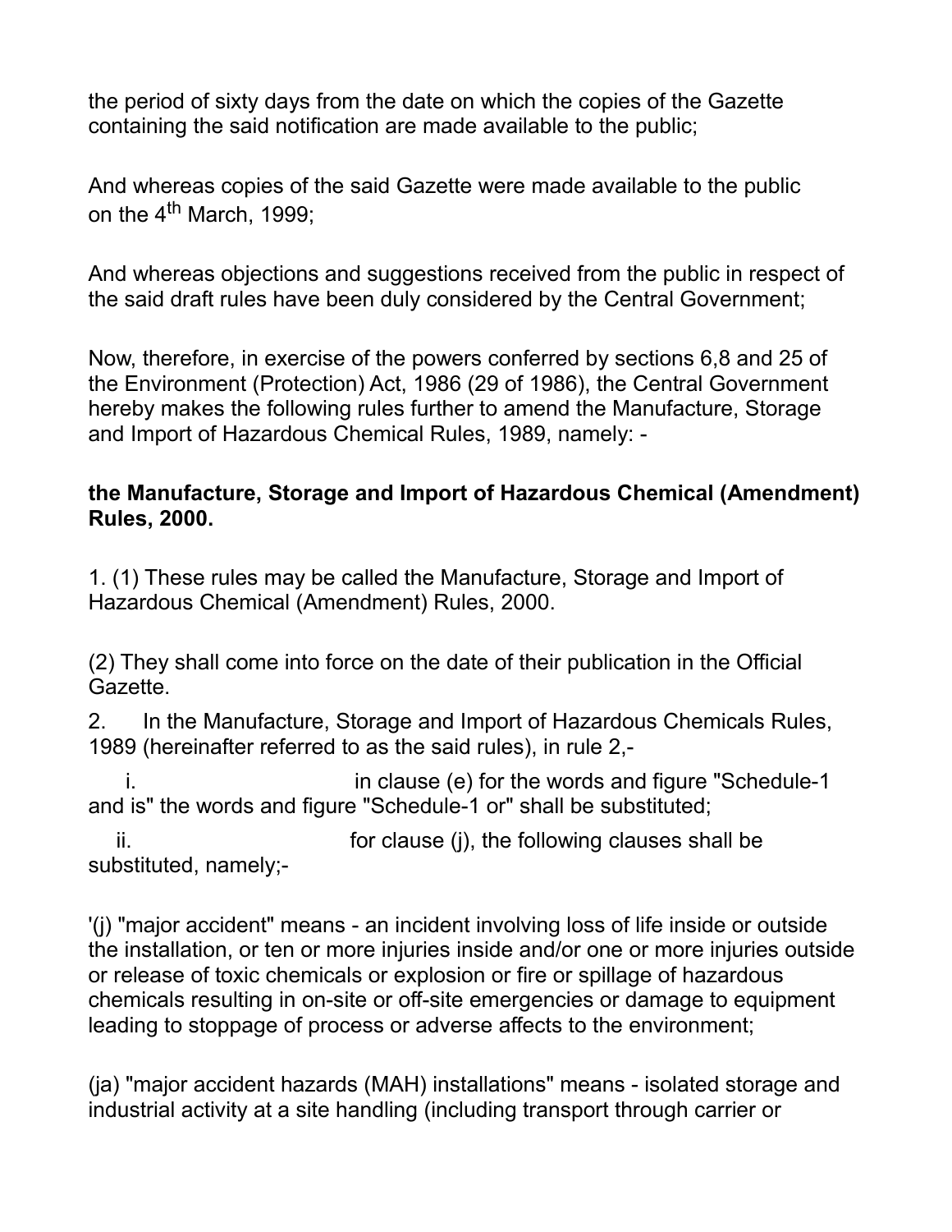the period of sixty days from the date on which the copies of the Gazette containing the said notification are made available to the public;

And whereas copies of the said Gazette were made available to the public on the 4th March, 1999;

And whereas objections and suggestions received from the public in respect of the said draft rules have been duly considered by the Central Government;

Now, therefore, in exercise of the powers conferred by sections 6,8 and 25 of the Environment (Protection) Act, 1986 (29 of 1986), the Central Government hereby makes the following rules further to amend the Manufacture, Storage and Import of Hazardous Chemical Rules, 1989, namely: -

**the Manufacture, Storage and Import of Hazardous Chemical (Amendment) Rules, 2000.**

1. (1) These rules may be called the Manufacture, Storage and Import of Hazardous Chemical (Amendment) Rules, 2000.

(2) They shall come into force on the date of their publication in the Official Gazette.

2. In the Manufacture, Storage and Import of Hazardous Chemicals Rules, 1989 (hereinafter referred to as the said rules), in rule 2,-

   i. in clause (e) for the words and figure "Schedule-1 and is" the words and figure "Schedule-1 or" shall be substituted;

   ii. for clause (j), the following clauses shall be substituted, namely;-

'(j) "major accident" means - an incident involving loss of life inside or outside the installation, or ten or more injuries inside and/or one or more injuries outside or release of toxic chemicals or explosion or fire or spillage of hazardous chemicals resulting in on-site or off-site emergencies or damage to equipment leading to stoppage of process or adverse affects to the environment;

(ja) "major accident hazards (MAH) installations" means - isolated storage and industrial activity at a site handling (including transport through carrier or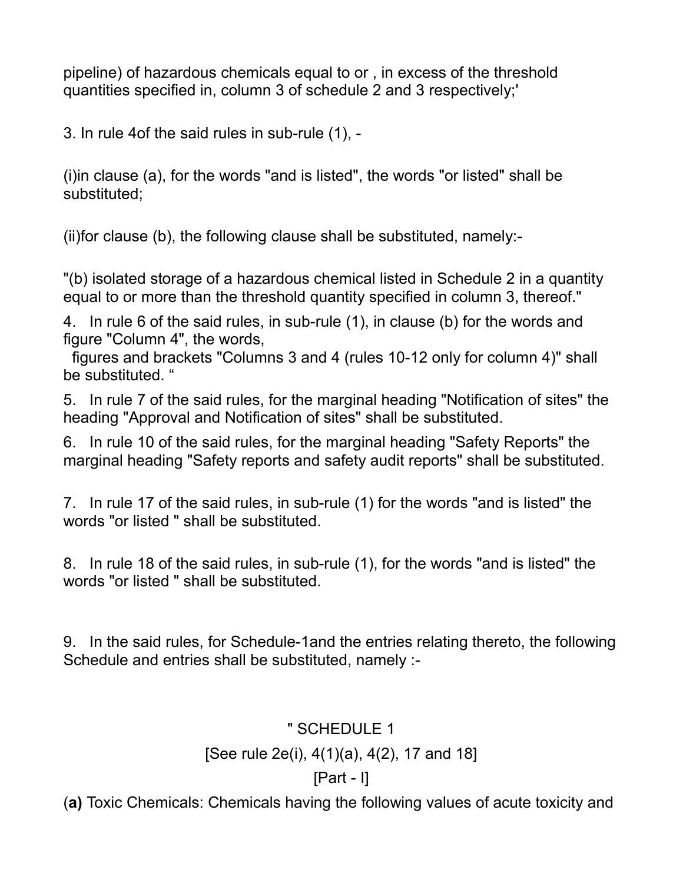pipeline) of hazardous chemicals equal to or , in excess of the threshold quantities specified in, column 3 of schedule 2 and 3 respectively;'

3. In rule 4of the said rules in sub-rule (1), -

(i)in clause (a), for the words "and is listed", the words "or listed" shall be substituted;

(ii)for clause (b), the following clause shall be substituted, namely:-

"(b) isolated storage of a hazardous chemical listed in Schedule 2 in a quantity equal to or more than the threshold quantity specified in column 3, thereof."

4. In rule 6 of the said rules, in sub-rule (1), in clause (b) for the words and figure "Column 4", the words, figures and brackets "Columns 3 and 4 (rules 10-12 only for column 4)" shall be substituted. "

5. In rule 7 of the said rules, for the marginal heading "Notification of sites" the heading "Approval and Notification of sites" shall be substituted.

6. In rule 10 of the said rules, for the marginal heading "Safety Reports" the marginal heading "Safety reports and safety audit reports" shall be substituted.

7. In rule 17 of the said rules, in sub-rule (1) for the words "and is listed" the words "or listed " shall be substituted.

8. In rule 18 of the said rules, in sub-rule (1), for the words "and is listed" the words "or listed " shall be substituted.

9. In the said rules, for Schedule-1and the entries relating thereto, the following Schedule and entries shall be substituted, namely :-

" SCHEDULE 1

[See rule 2e(i), 4(1)(a), 4(2), 17 and 18]

[Part - I]

(**a**) Toxic Chemicals: Chemicals having the following values of acute toxicity and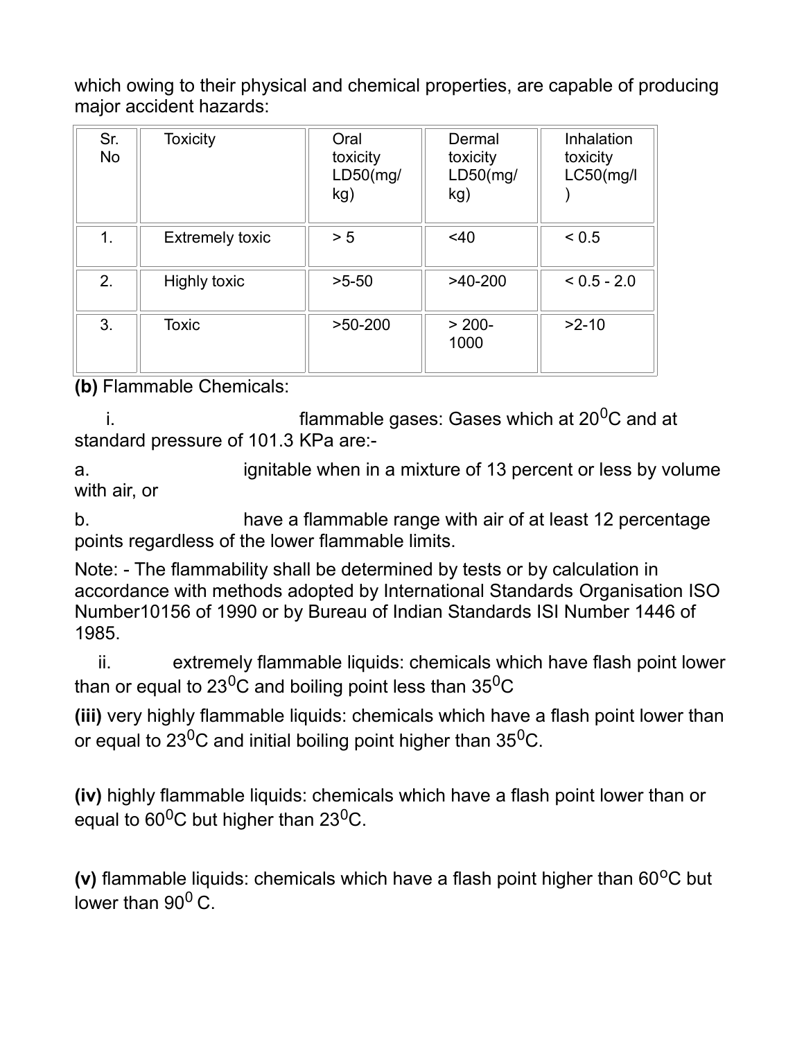which owing to their physical and chemical properties, are capable of producing major accident hazards:

| Sr. No | Toxicity | Oral toxicity LD50(mg/kg) | Dermal toxicity LD50(mg/kg) | Inhalation toxicity LC50(mg/l) |
|---|---|---|---|---|
| 1. | Extremely toxic | > 5 | <40 | < 0.5 |
| 2. | Highly toxic | >5-50 | >40-200 | < 0.5 - 2.0 |
| 3. | Toxic | >50-200 | > 200-1000 | >2-10 |

**(b)** Flammable Chemicals:

i. flammable gases: Gases which at 20$^0$C and at standard pressure of 101.3 KPa are:-

a. ignitable when in a mixture of 13 percent or less by volume with air, or

b. have a flammable range with air of at least 12 percentage points regardless of the lower flammable limits.

Note: - The flammability shall be determined by tests or by calculation in accordance with methods adopted by International Standards Organisation ISO Number10156 of 1990 or by Bureau of Indian Standards ISI Number 1446 of 1985.

ii. extremely flammable liquids: chemicals which have flash point lower than or equal to 23$^0$C and boiling point less than 35$^0$C

**(iii)** very highly flammable liquids: chemicals which have a flash point lower than or equal to 23$^0$C and initial boiling point higher than 35$^0$C.

**(iv)** highly flammable liquids: chemicals which have a flash point lower than or equal to 60$^0$C but higher than 23$^0$C.

**(v)** flammable liquids: chemicals which have a flash point higher than 60$^o$C but lower than 90$^0$ C.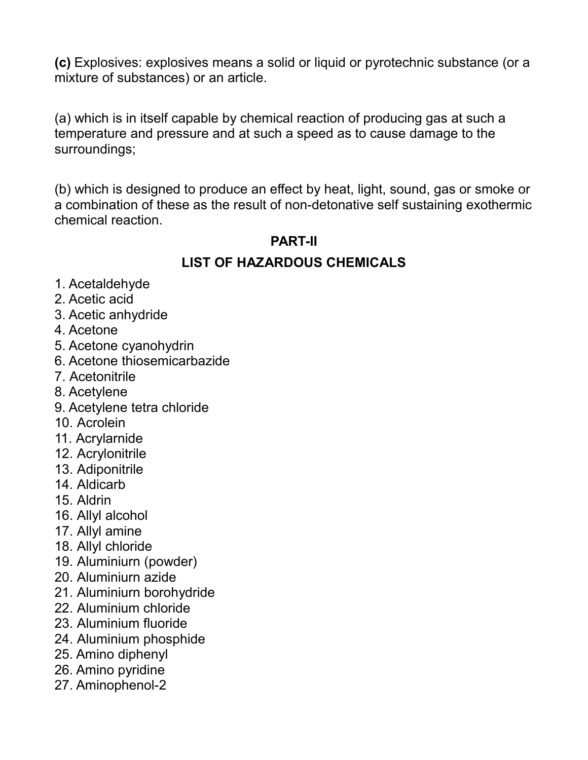**(c)** Explosives: explosives means a solid or liquid or pyrotechnic substance (or a mixture of substances) or an article.

(a) which is in itself capable by chemical reaction of producing gas at such a temperature and pressure and at such a speed as to cause damage to the surroundings;

(b) which is designed to produce an effect by heat, light, sound, gas or smoke or a combination of these as the result of non-detonative self sustaining exothermic chemical reaction.

## PART-II

## LIST OF HAZARDOUS CHEMICALS

1. Acetaldehyde
2. Acetic acid
3. Acetic anhydride
4. Acetone
5. Acetone cyanohydrin
6. Acetone thiosemicarbazide
7. Acetonitrile
8. Acetylene
9. Acetylene tetra chloride
10. Acrolein
11. Acrylarnide
12. Acrylonitrile
13. Adiponitrile
14. Aldicarb
15. Aldrin
16. Allyl alcohol
17. Allyl amine
18. Allyl chloride
19. Aluminiurn (powder)
20. Aluminiurn azide
21. Aluminiurn borohydride
22. Aluminium chloride
23. Aluminium fluoride
24. Aluminium phosphide
25. Amino diphenyl
26. Amino pyridine
27. Aminophenol-2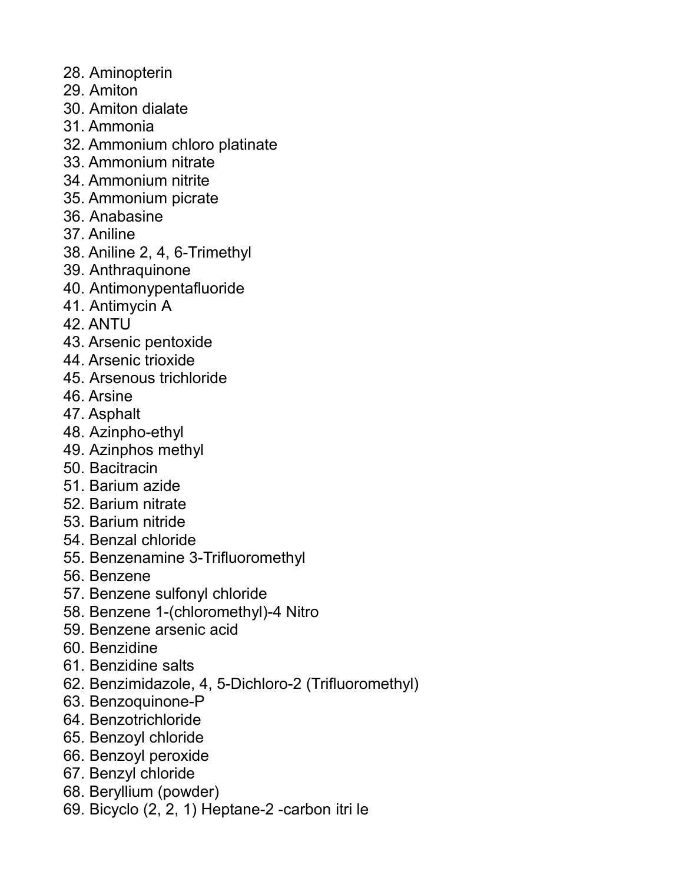28. Aminopterin
29. Amiton
30. Amiton dialate
31. Ammonia
32. Ammonium chloro platinate
33. Ammonium nitrate
34. Ammonium nitrite
35. Ammonium picrate
36. Anabasine
37. Aniline
38. Aniline 2, 4, 6-Trimethyl
39. Anthraquinone
40. Antimonypentafluoride
41. Antimycin A
42. ANTU
43. Arsenic pentoxide
44. Arsenic trioxide
45. Arsenous trichloride
46. Arsine
47. Asphalt
48. Azinpho-ethyl
49. Azinphos methyl
50. Bacitracin
51. Barium azide
52. Barium nitrate
53. Barium nitride
54. Benzal chloride
55. Benzenamine 3-Trifluoromethyl
56. Benzene
57. Benzene sulfonyl chloride
58. Benzene 1-(chloromethyl)-4 Nitro
59. Benzene arsenic acid
60. Benzidine
61. Benzidine salts
62. Benzimidazole, 4, 5-Dichloro-2 (Trifluoromethyl)
63. Benzoquinone-P
64. Benzotrichloride
65. Benzoyl chloride
66. Benzoyl peroxide
67. Benzyl chloride
68. Beryllium (powder)
69. Bicyclo (2, 2, 1) Heptane-2 -carbon itri le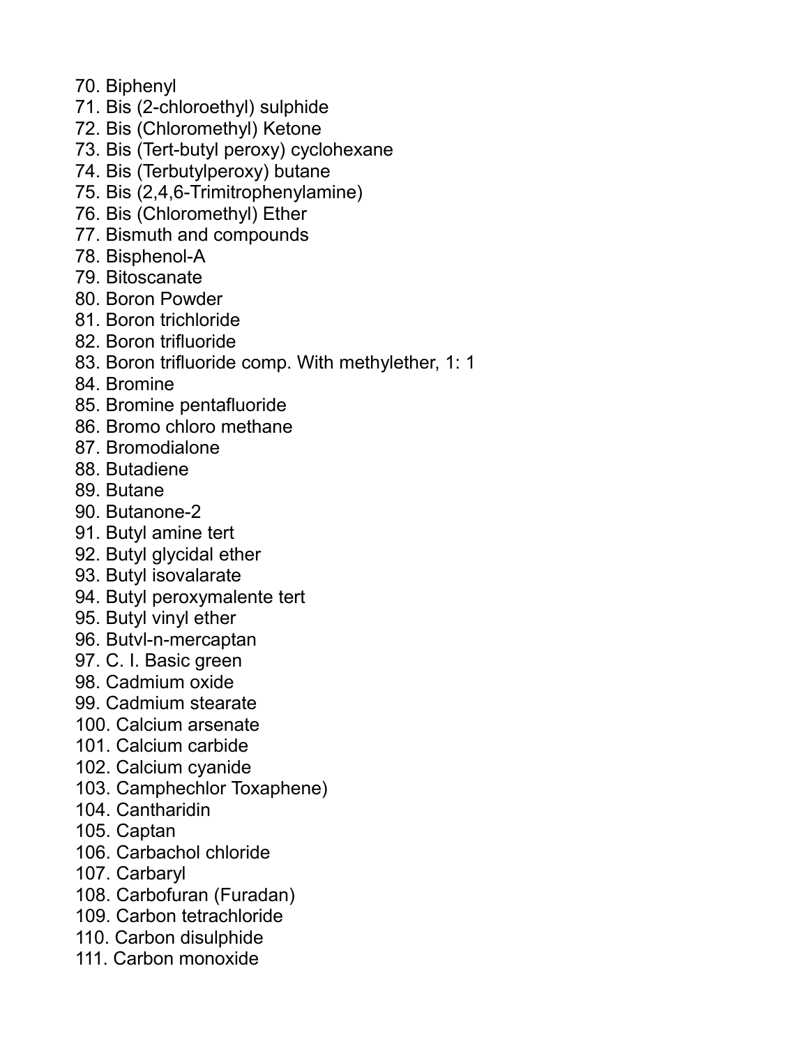70. Biphenyl
71. Bis (2-chloroethyl) sulphide
72. Bis (Chloromethyl) Ketone
73. Bis (Tert-butyl peroxy) cyclohexane
74. Bis (Terbutylperoxy) butane
75. Bis (2,4,6-Trimitrophenylamine)
76. Bis (Chloromethyl) Ether
77. Bismuth and compounds
78. Bisphenol-A
79. Bitoscanate
80. Boron Powder
81. Boron trichloride
82. Boron trifluoride
83. Boron trifluoride comp. With methylether, 1: 1
84. Bromine
85. Bromine pentafluoride
86. Bromo chloro methane
87. Bromodialone
88. Butadiene
89. Butane
90. Butanone-2
91. Butyl amine tert
92. Butyl glycidal ether
93. Butyl isovalarate
94. Butyl peroxymalente tert
95. Butyl vinyl ether
96. Butvl-n-mercaptan
97. C. I. Basic green
98. Cadmium oxide
99. Cadmium stearate
100. Calcium arsenate
101. Calcium carbide
102. Calcium cyanide
103. Camphechlor Toxaphene)
104. Cantharidin
105. Captan
106. Carbachol chloride
107. Carbaryl
108. Carbofuran (Furadan)
109. Carbon tetrachloride
110. Carbon disulphide
111. Carbon monoxide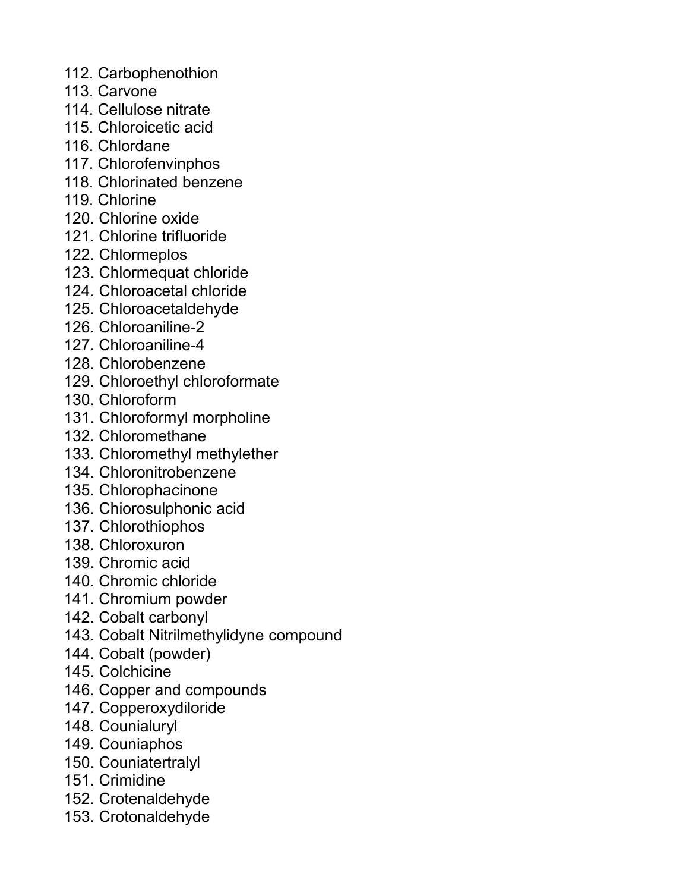112. Carbophenothion
113. Carvone
114. Cellulose nitrate
115. Chloroicetic acid
116. Chlordane
117. Chlorofenvinphos
118. Chlorinated benzene
119. Chlorine
120. Chlorine oxide
121. Chlorine trifluoride
122. Chlormeplos
123. Chlormequat chloride
124. Chloroacetal chloride
125. Chloroacetaldehyde
126. Chloroaniline-2
127. Chloroaniline-4
128. Chlorobenzene
129. Chloroethyl chloroformate
130. Chloroform
131. Chloroformyl morpholine
132. Chloromethane
133. Chloromethyl methylether
134. Chloronitrobenzene
135. Chlorophacinone
136. Chiorosulphonic acid
137. Chlorothiophos
138. Chloroxuron
139. Chromic acid
140. Chromic chloride
141. Chromium powder
142. Cobalt carbonyl
143. Cobalt Nitrilmethylidyne compound
144. Cobalt (powder)
145. Colchicine
146. Copper and compounds
147. Copperoxydiloride
148. Counialuryl
149. Couniaphos
150. Couniatertralyl
151. Crimidine
152. Crotenaldehyde
153. Crotonaldehyde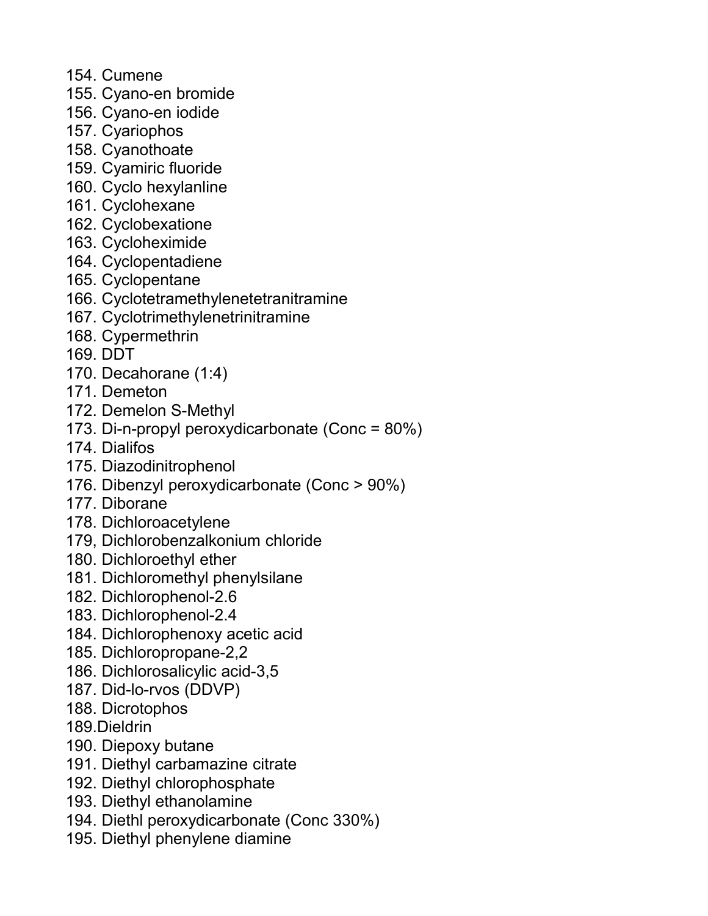154. Cumene
155. Cyano-en bromide
156. Cyano-en iodide
157. Cyariophos
158. Cyanothoate
159. Cyamiric fluoride
160. Cyclo hexylanline
161. Cyclohexane
162. Cyclobexatione
163. Cycloheximide
164. Cyclopentadiene
165. Cyclopentane
166. Cyclotetramethylenetetranitramine
167. Cyclotrimethylenetrinitramine
168. Cypermethrin
169. DDT
170. Decahorane (1:4)
171. Demeton
172. Demelon S-Methyl
173. Di-n-propyl peroxydicarbonate (Conc = 80%)
174. Dialifos
175. Diazodinitrophenol
176. Dibenzyl peroxydicarbonate (Conc > 90%)
177. Diborane
178. Dichloroacetylene
179, Dichlorobenzalkonium chloride
180. Dichloroethyl ether
181. Dichloromethyl phenylsilane
182. Dichlorophenol-2.6
183. Dichlorophenol-2.4
184. Dichlorophenoxy acetic acid
185. Dichloropropane-2,2
186. Dichlorosalicylic acid-3,5
187. Did-lo-rvos (DDVP)
188. Dicrotophos
189.Dieldrin
190. Diepoxy butane
191. Diethyl carbamazine citrate
192. Diethyl chlorophosphate
193. Diethyl ethanolamine
194. Diethl peroxydicarbonate (Conc 330%)
195. Diethyl phenylene diamine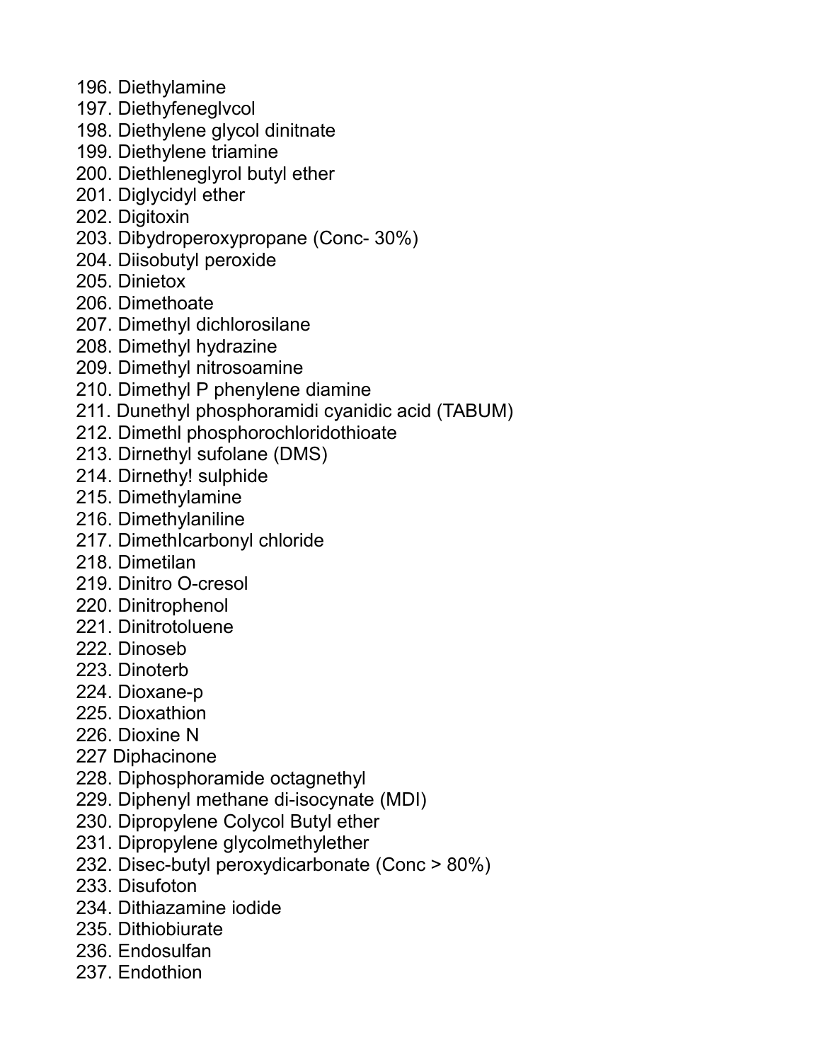196. Diethylamine
197. Diethyfeneglvcol
198. Diethylene glycol dinitnate
199. Diethylene triamine
200. Diethleneglyrol butyl ether
201. Diglycidyl ether
202. Digitoxin
203. Dibydroperoxypropane (Conc- 30%)
204. Diisobutyl peroxide
205. Dinietox
206. Dimethoate
207. Dimethyl dichlorosilane
208. Dimethyl hydrazine
209. Dimethyl nitrosoamine
210. Dimethyl P phenylene diamine
211. Dunethyl phosphoramidi cyanidic acid (TABUM)
212. Dimethl phosphorochloridothioate
213. Dirnethyl sufolane (DMS)
214. Dirnethy! sulphide
215. Dimethylamine
216. Dimethylaniline
217. DimethIcarbonyl chloride
218. Dimetilan
219. Dinitro O-cresol
220. Dinitrophenol
221. Dinitrotoluene
222. Dinoseb
223. Dinoterb
224. Dioxane-p
225. Dioxathion
226. Dioxine N
227 Diphacinone
228. Diphosphoramide octagnethyl
229. Diphenyl methane di-isocynate (MDI)
230. Dipropylene Colycol Butyl ether
231. Dipropylene glycolmethylether
232. Disec-butyl peroxydicarbonate (Conc > 80%)
233. Disufoton
234. Dithiazamine iodide
235. Dithiobiurate
236. Endosulfan
237. Endothion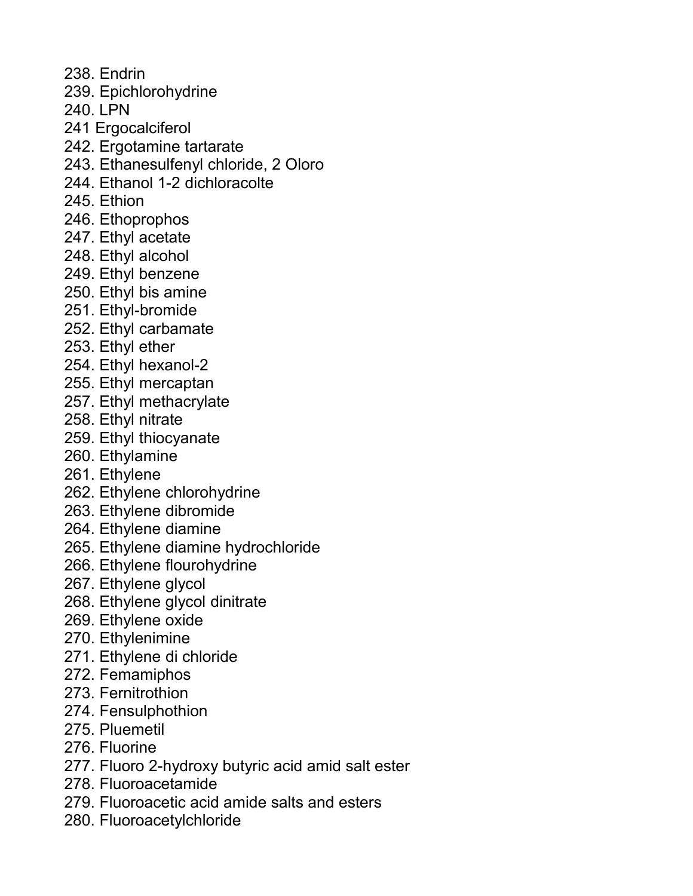238. Endrin
239. Epichlorohydrine
240. LPN
241 Ergocalciferol
242. Ergotamine tartarate
243. Ethanesulfenyl chloride, 2 Oloro
244. Ethanol 1-2 dichloracolte
245. Ethion
246. Ethoprophos
247. Ethyl acetate
248. Ethyl alcohol
249. Ethyl benzene
250. Ethyl bis amine
251. Ethyl-bromide
252. Ethyl carbamate
253. Ethyl ether
254. Ethyl hexanol-2
255. Ethyl mercaptan
257. Ethyl methacrylate
258. Ethyl nitrate
259. Ethyl thiocyanate
260. Ethylamine
261. Ethylene
262. Ethylene chlorohydrine
263. Ethylene dibromide
264. Ethylene diamine
265. Ethylene diamine hydrochloride
266. Ethylene flourohydrine
267. Ethylene glycol
268. Ethylene glycol dinitrate
269. Ethylene oxide
270. Ethylenimine
271. Ethylene di chloride
272. Femamiphos
273. Fernitrothion
274. Fensulphothion
275. Pluemetil
276. Fluorine
277. Fluoro 2-hydroxy butyric acid amid salt ester
278. Fluoroacetamide
279. Fluoroacetic acid amide salts and esters
280. Fluoroacetylchloride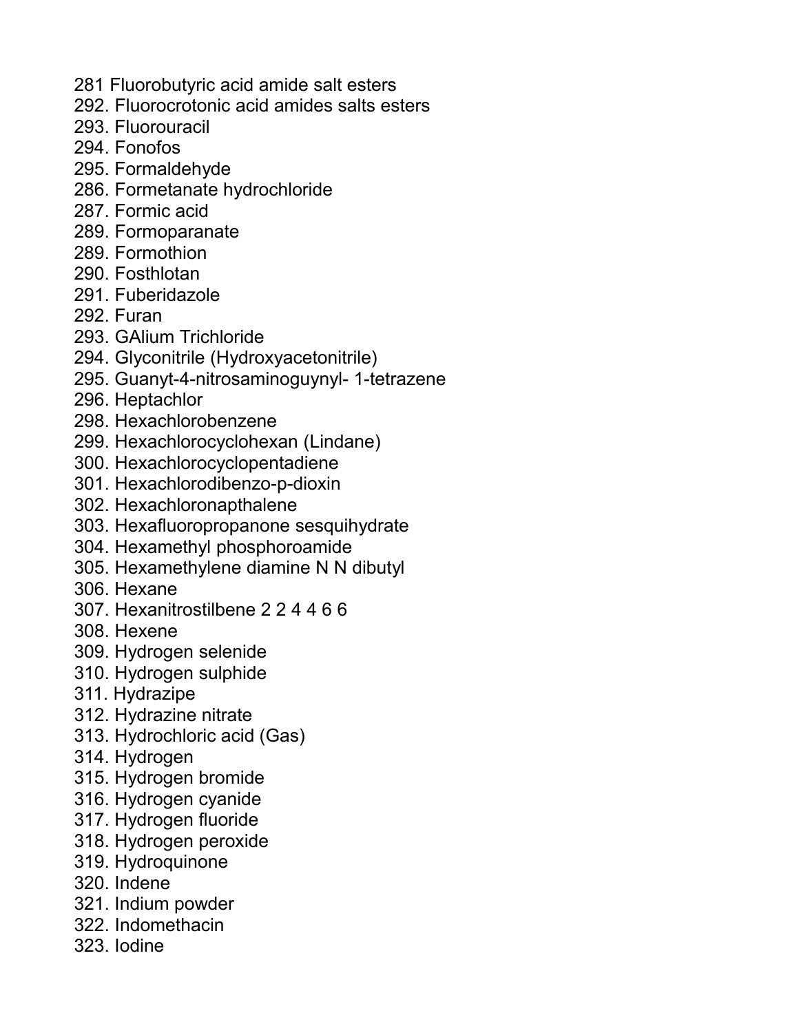281 Fluorobutyric acid amide salt esters  
292. Fluorocrotonic acid amides salts esters  
293. Fluorouracil  
294. Fonofos  
295. Formaldehyde  
286. Formetanate hydrochloride  
287. Formic acid  
289. Formoparanate  
289. Formothion  
290. Fosthlotan  
291. Fuberidazole  
292. Furan  
293. GAlium Trichloride  
294. Glyconitrile (Hydroxyacetonitrile)  
295. Guanyt-4-nitrosaminoguynyl- 1-tetrazene  
296. Heptachlor  
298. Hexachlorobenzene  
299. Hexachlorocyclohexan (Lindane)  
300. Hexachlorocyclopentadiene  
301. Hexachlorodibenzo-p-dioxin  
302. Hexachloronapthalene  
303. Hexafluoropropanone sesquihydrate  
304. Hexamethyl phosphoroamide  
305. Hexamethylene diamine N N dibutyl  
306. Hexane  
307. Hexanitrostilbene 2 2 4 4 6 6  
308. Hexene  
309. Hydrogen selenide  
310. Hydrogen sulphide  
311. Hydrazipe  
312. Hydrazine nitrate  
313. Hydrochloric acid (Gas)  
314. Hydrogen  
315. Hydrogen bromide  
316. Hydrogen cyanide  
317. Hydrogen fluoride  
318. Hydrogen peroxide  
319. Hydroquinone  
320. Indene  
321. Indium powder  
322. Indomethacin  
323. Iodine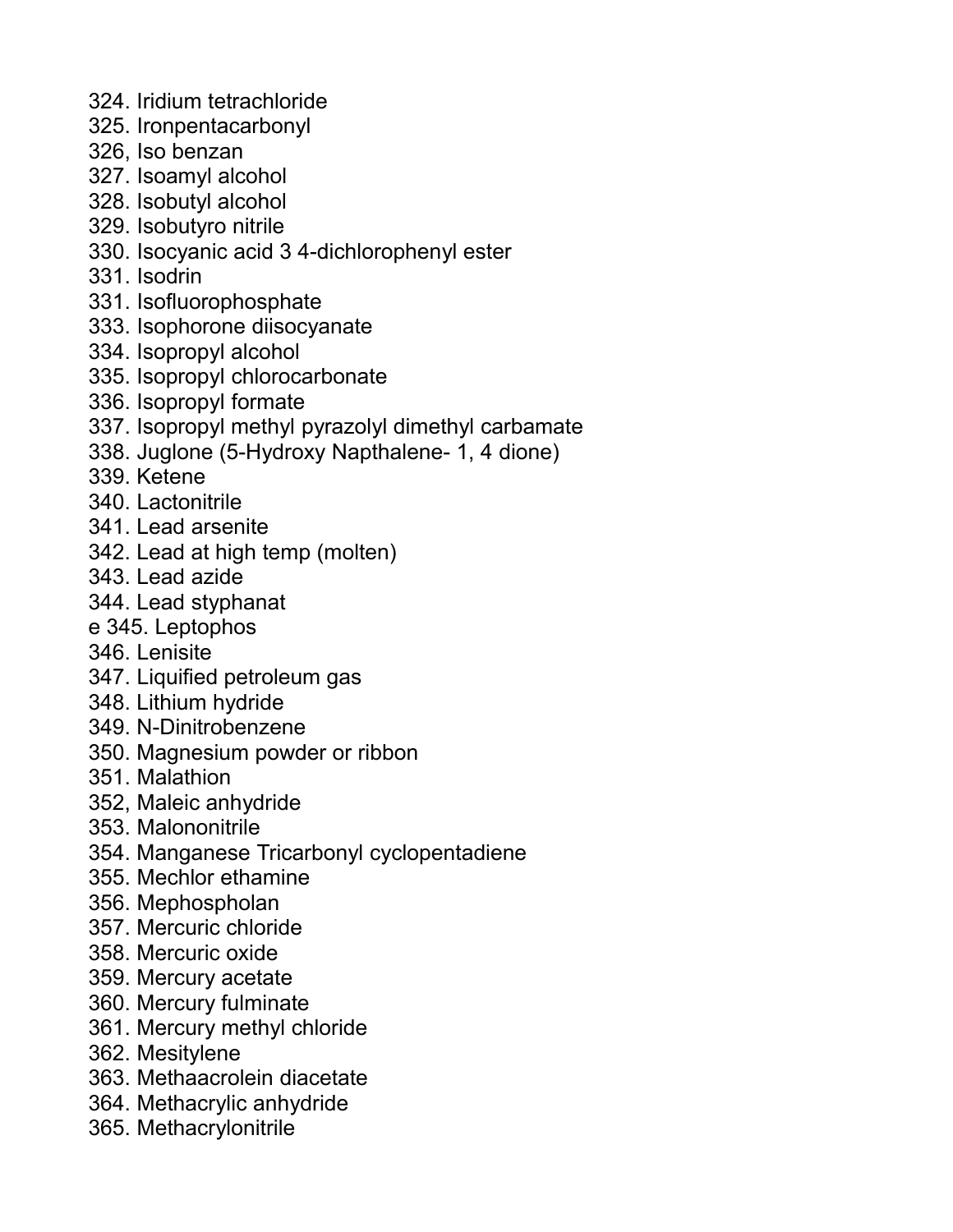324. Iridium tetrachloride
325. Ironpentacarbonyl
326, Iso benzan
327. Isoamyl alcohol
328. Isobutyl alcohol
329. Isobutyro nitrile
330. Isocyanic acid 3 4-dichlorophenyl ester
331. Isodrin
331. Isofluorophosphate
333. Isophorone diisocyanate
334. Isopropyl alcohol
335. Isopropyl chlorocarbonate
336. Isopropyl formate
337. Isopropyl methyl pyrazolyl dimethyl carbamate
338. Juglone (5-Hydroxy Napthalene- 1, 4 dione)
339. Ketene
340. Lactonitrile
341. Lead arsenite
342. Lead at high temp (molten)
343. Lead azide
344. Lead styphanat
e 345. Leptophos
346. Lenisite
347. Liquified petroleum gas
348. Lithium hydride
349. N-Dinitrobenzene
350. Magnesium powder or ribbon
351. Malathion
352, Maleic anhydride
353. Malononitrile
354. Manganese Tricarbonyl cyclopentadiene
355. Mechlor ethamine
356. Mephospholan
357. Mercuric chloride
358. Mercuric oxide
359. Mercury acetate
360. Mercury fulminate
361. Mercury methyl chloride
362. Mesitylene
363. Methaacrolein diacetate
364. Methacrylic anhydride
365. Methacrylonitrile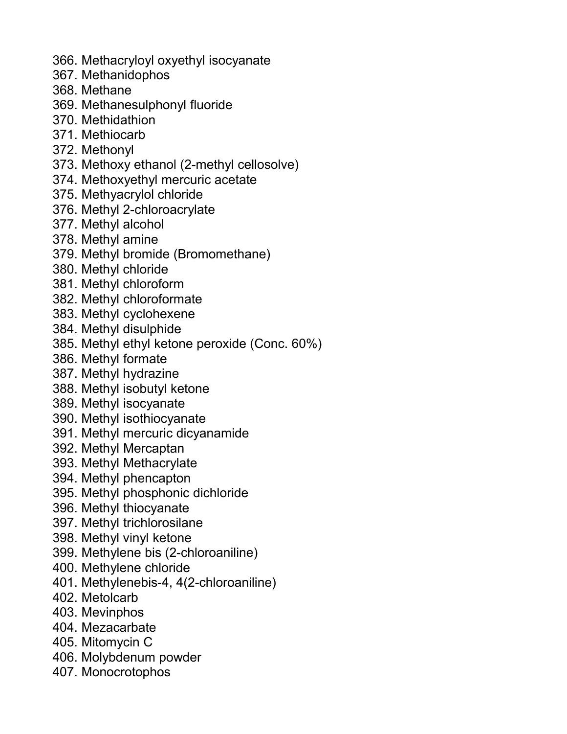366. Methacryloyl oxyethyl isocyanate
367. Methanidophos
368. Methane
369. Methanesulphonyl fluoride
370. Methidathion
371. Methiocarb
372. Methonyl
373. Methoxy ethanol (2-methyl cellosolve)
374. Methoxyethyl mercuric acetate
375. Methyacrylol chloride
376. Methyl 2-chloroacrylate
377. Methyl alcohol
378. Methyl amine
379. Methyl bromide (Bromomethane)
380. Methyl chloride
381. Methyl chloroform
382. Methyl chloroformate
383. Methyl cyclohexene
384. Methyl disulphide
385. Methyl ethyl ketone peroxide (Conc. 60%)
386. Methyl formate
387. Methyl hydrazine
388. Methyl isobutyl ketone
389. Methyl isocyanate
390. Methyl isothiocyanate
391. Methyl mercuric dicyanamide
392. Methyl Mercaptan
393. Methyl Methacrylate
394. Methyl phencapton
395. Methyl phosphonic dichloride
396. Methyl thiocyanate
397. Methyl trichlorosilane
398. Methyl vinyl ketone
399. Methylene bis (2-chloroaniline)
400. Methylene chloride
401. Methylenebis-4, 4(2-chloroaniline)
402. Metolcarb
403. Mevinphos
404. Mezacarbate
405. Mitomycin C
406. Molybdenum powder
407. Monocrotophos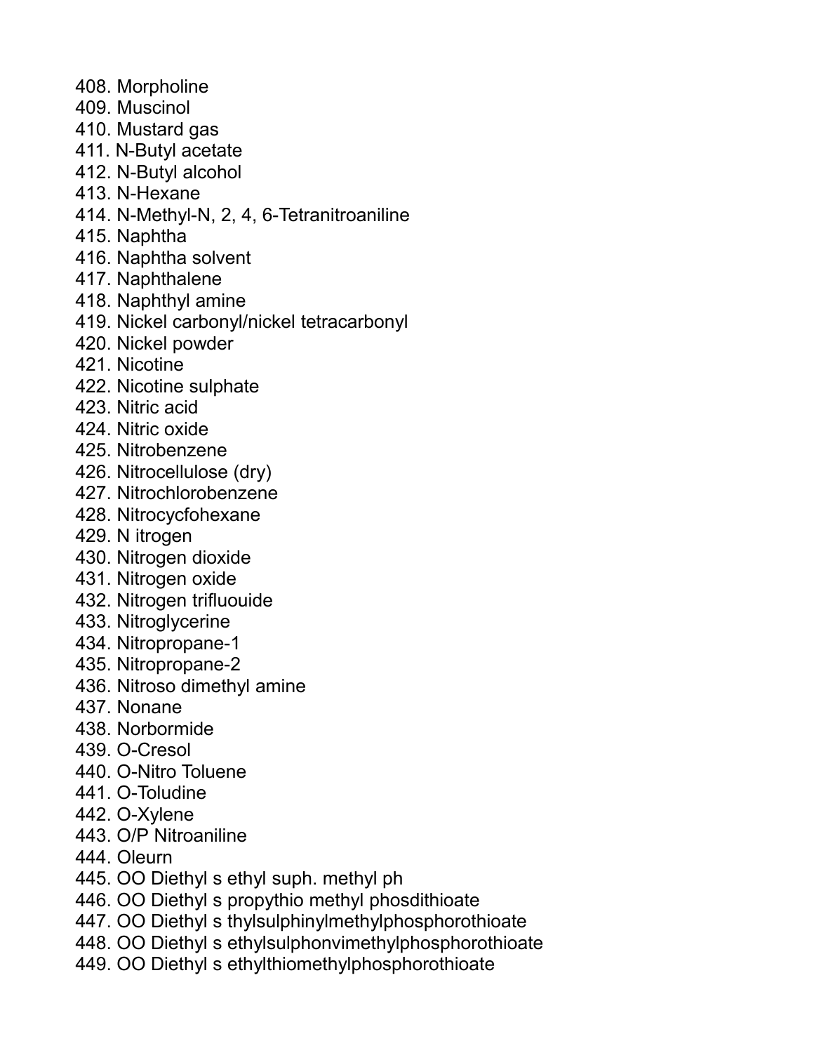408. Morpholine
409. Muscinol
410. Mustard gas
411. N-Butyl acetate
412. N-Butyl alcohol
413. N-Hexane
414. N-Methyl-N, 2, 4, 6-Tetranitroaniline
415. Naphtha
416. Naphtha solvent
417. Naphthalene
418. Naphthyl amine
419. Nickel carbonyl/nickel tetracarbonyl
420. Nickel powder
421. Nicotine
422. Nicotine sulphate
423. Nitric acid
424. Nitric oxide
425. Nitrobenzene
426. Nitrocellulose (dry)
427. Nitrochlorobenzene
428. Nitrocycfohexane
429. N itrogen
430. Nitrogen dioxide
431. Nitrogen oxide
432. Nitrogen trifluouide
433. Nitroglycerine
434. Nitropropane-1
435. Nitropropane-2
436. Nitroso dimethyl amine
437. Nonane
438. Norbormide
439. O-Cresol
440. O-Nitro Toluene
441. O-Toludine
442. O-Xylene
443. O/P Nitroaniline
444. Oleurn
445. OO Diethyl s ethyl suph. methyl ph
446. OO Diethyl s propythio methyl phosdithioate
447. OO Diethyl s thylsulphinylmethylphosphorothioate
448. OO Diethyl s ethylsulphonvimethylphosphorothioate
449. OO Diethyl s ethylthiomethylphosphorothioate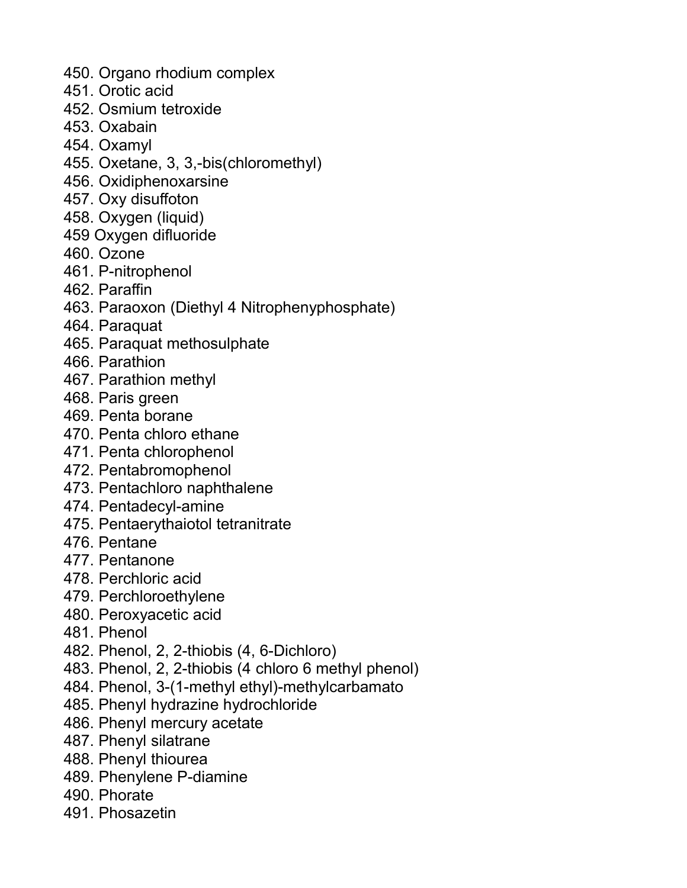450. Organo rhodium complex
451. Orotic acid
452. Osmium tetroxide
453. Oxabain
454. Oxamyl
455. Oxetane, 3, 3,-bis(chloromethyl)
456. Oxidiphenoxarsine
457. Oxy disuffoton
458. Oxygen (liquid)
459 Oxygen difluoride
460. Ozone
461. P-nitrophenol
462. Paraffin
463. Paraoxon (Diethyl 4 Nitrophenyphosphate)
464. Paraquat
465. Paraquat methosulphate
466. Parathion
467. Parathion methyl
468. Paris green
469. Penta borane
470. Penta chloro ethane
471. Penta chlorophenol
472. Pentabromophenol
473. Pentachloro naphthalene
474. Pentadecyl-amine
475. Pentaerythaiotol tetranitrate
476. Pentane
477. Pentanone
478. Perchloric acid
479. Perchloroethylene
480. Peroxyacetic acid
481. Phenol
482. Phenol, 2, 2-thiobis (4, 6-Dichloro)
483. Phenol, 2, 2-thiobis (4 chloro 6 methyl phenol)
484. Phenol, 3-(1-methyl ethyl)-methylcarbamato
485. Phenyl hydrazine hydrochloride
486. Phenyl mercury acetate
487. Phenyl silatrane
488. Phenyl thiourea
489. Phenylene P-diamine
490. Phorate
491. Phosazetin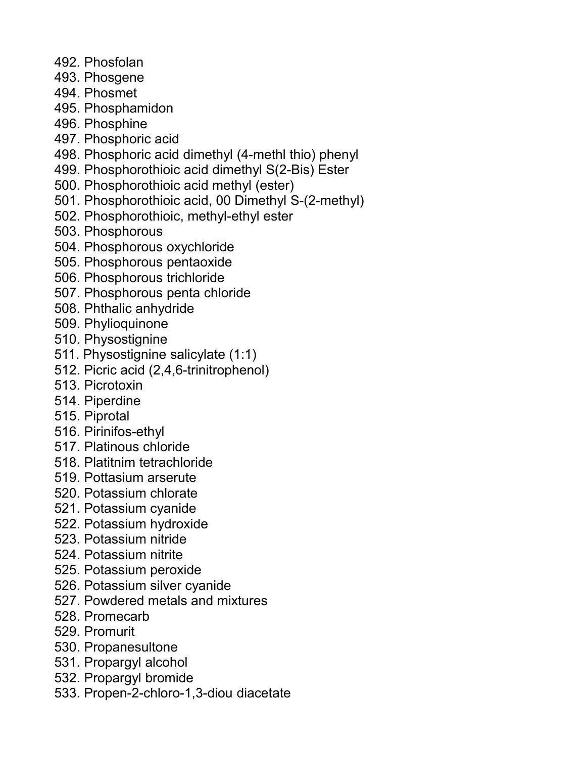492. Phosfolan
493. Phosgene
494. Phosmet
495. Phosphamidon
496. Phosphine
497. Phosphoric acid
498. Phosphoric acid dimethyl (4-methl thio) phenyl
499. Phosphorothioic acid dimethyl S(2-Bis) Ester
500. Phosphorothioic acid methyl (ester)
501. Phosphorothioic acid, 00 Dimethyl S-(2-methyl)
502. Phosphorothioic, methyl-ethyl ester
503. Phosphorous
504. Phosphorous oxychloride
505. Phosphorous pentaoxide
506. Phosphorous trichloride
507. Phosphorous penta chloride
508. Phthalic anhydride
509. Phylioquinone
510. Physostignine
511. Physostignine salicylate (1:1)
512. Picric acid (2,4,6-trinitrophenol)
513. Picrotoxin
514. Piperdine
515. Piprotal
516. Pirinifos-ethyl
517. Platinous chloride
518. Platitnim tetrachloride
519. Pottasium arserute
520. Potassium chlorate
521. Potassium cyanide
522. Potassium hydroxide
523. Potassium nitride
524. Potassium nitrite
525. Potassium peroxide
526. Potassium silver cyanide
527. Powdered metals and mixtures
528. Promecarb
529. Promurit
530. Propanesultone
531. Propargyl alcohol
532. Propargyl bromide
533. Propen-2-chloro-1,3-diou diacetate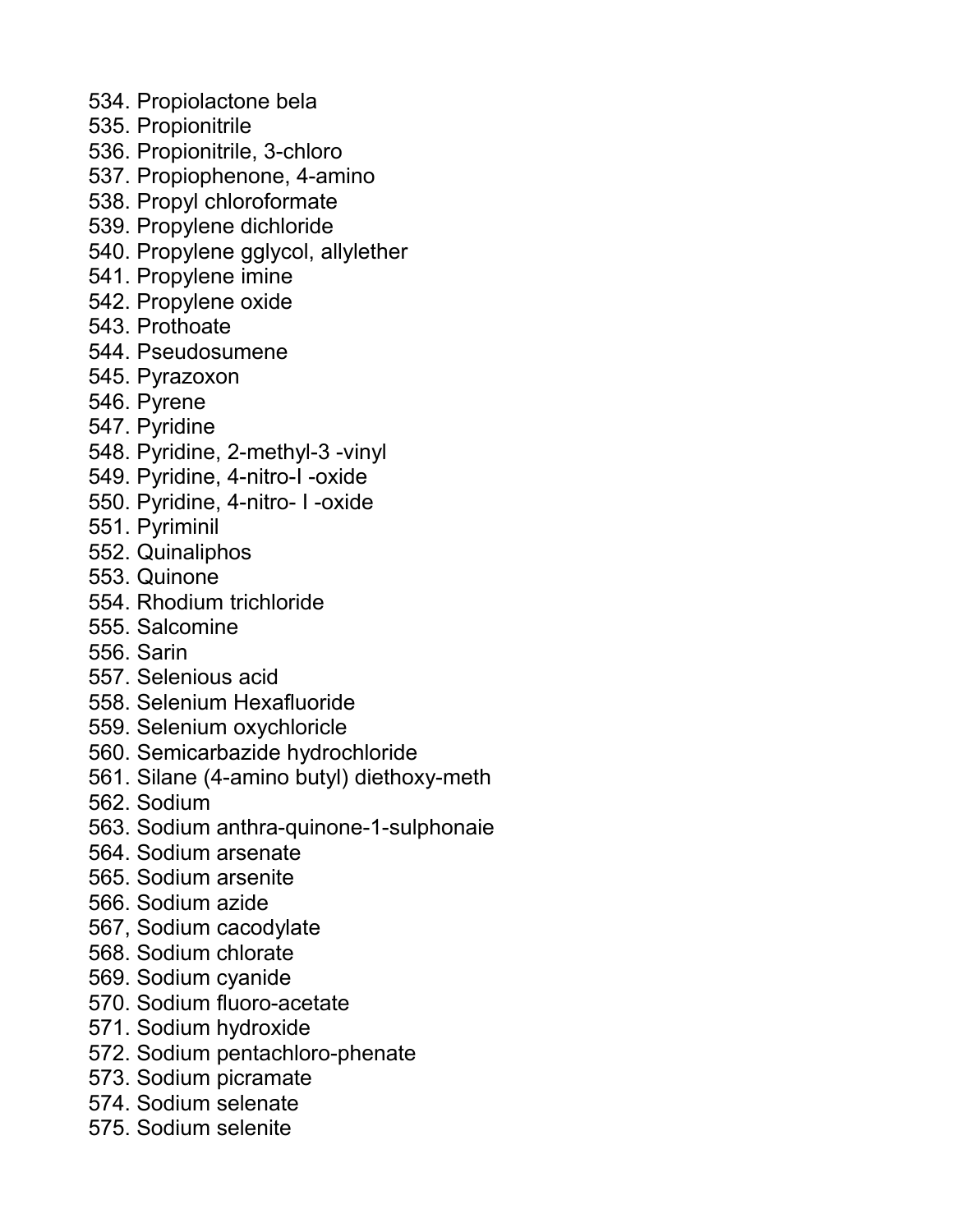534. Propiolactone bela
535. Propionitrile
536. Propionitrile, 3-chloro
537. Propiophenone, 4-amino
538. Propyl chloroformate
539. Propylene dichloride
540. Propylene gglycol, allylether
541. Propylene imine
542. Propylene oxide
543. Prothoate
544. Pseudosumene
545. Pyrazoxon
546. Pyrene
547. Pyridine
548. Pyridine, 2-methyl-3 -vinyl
549. Pyridine, 4-nitro-l -oxide
550. Pyridine, 4-nitro- I -oxide
551. Pyriminil
552. Quinaliphos
553. Quinone
554. Rhodium trichloride
555. Salcomine
556. Sarin
557. Selenious acid
558. Selenium Hexafluoride
559. Selenium oxychloricle
560. Semicarbazide hydrochloride
561. Silane (4-amino butyl) diethoxy-meth
562. Sodium
563. Sodium anthra-quinone-1-sulphonaie
564. Sodium arsenate
565. Sodium arsenite
566. Sodium azide
567, Sodium cacodylate
568. Sodium chlorate
569. Sodium cyanide
570. Sodium fluoro-acetate
571. Sodium hydroxide
572. Sodium pentachloro-phenate
573. Sodium picramate
574. Sodium selenate
575. Sodium selenite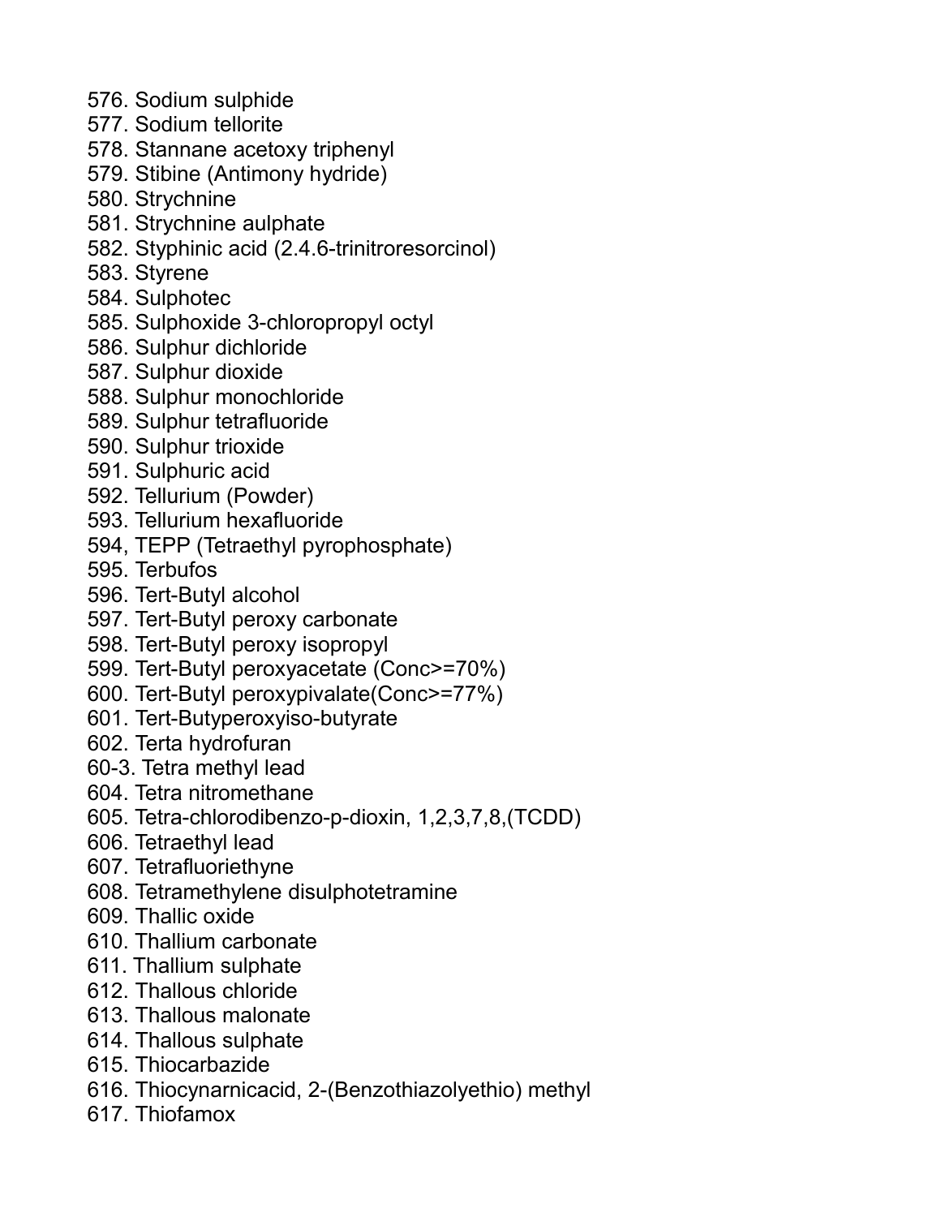576. Sodium sulphide
577. Sodium tellorite
578. Stannane acetoxy triphenyl
579. Stibine (Antimony hydride)
580. Strychnine
581. Strychnine aulphate
582. Styphinic acid (2.4.6-trinitroresorcinol)
583. Styrene
584. Sulphotec
585. Sulphoxide 3-chloropropyl octyl
586. Sulphur dichloride
587. Sulphur dioxide
588. Sulphur monochloride
589. Sulphur tetrafluoride
590. Sulphur trioxide
591. Sulphuric acid
592. Tellurium (Powder)
593. Tellurium hexafluoride
594, TEPP (Tetraethyl pyrophosphate)
595. Terbufos
596. Tert-Butyl alcohol
597. Tert-Butyl peroxy carbonate
598. Tert-Butyl peroxy isopropyl
599. Tert-Butyl peroxyacetate (Conc>=70%)
600. Tert-Butyl peroxypivalate(Conc>=77%)
601. Tert-Butyperoxyiso-butyrate
602. Terta hydrofuran
60-3. Tetra methyl lead
604. Tetra nitromethane
605. Tetra-chlorodibenzo-p-dioxin, 1,2,3,7,8,(TCDD)
606. Tetraethyl lead
607. Tetrafluoriethyne
608. Tetramethylene disulphotetramine
609. Thallic oxide
610. Thallium carbonate
611. Thallium sulphate
612. Thallous chloride
613. Thallous malonate
614. Thallous sulphate
615. Thiocarbazide
616. Thiocynarnicacid, 2-(Benzothiazolyethio) methyl
617. Thiofamox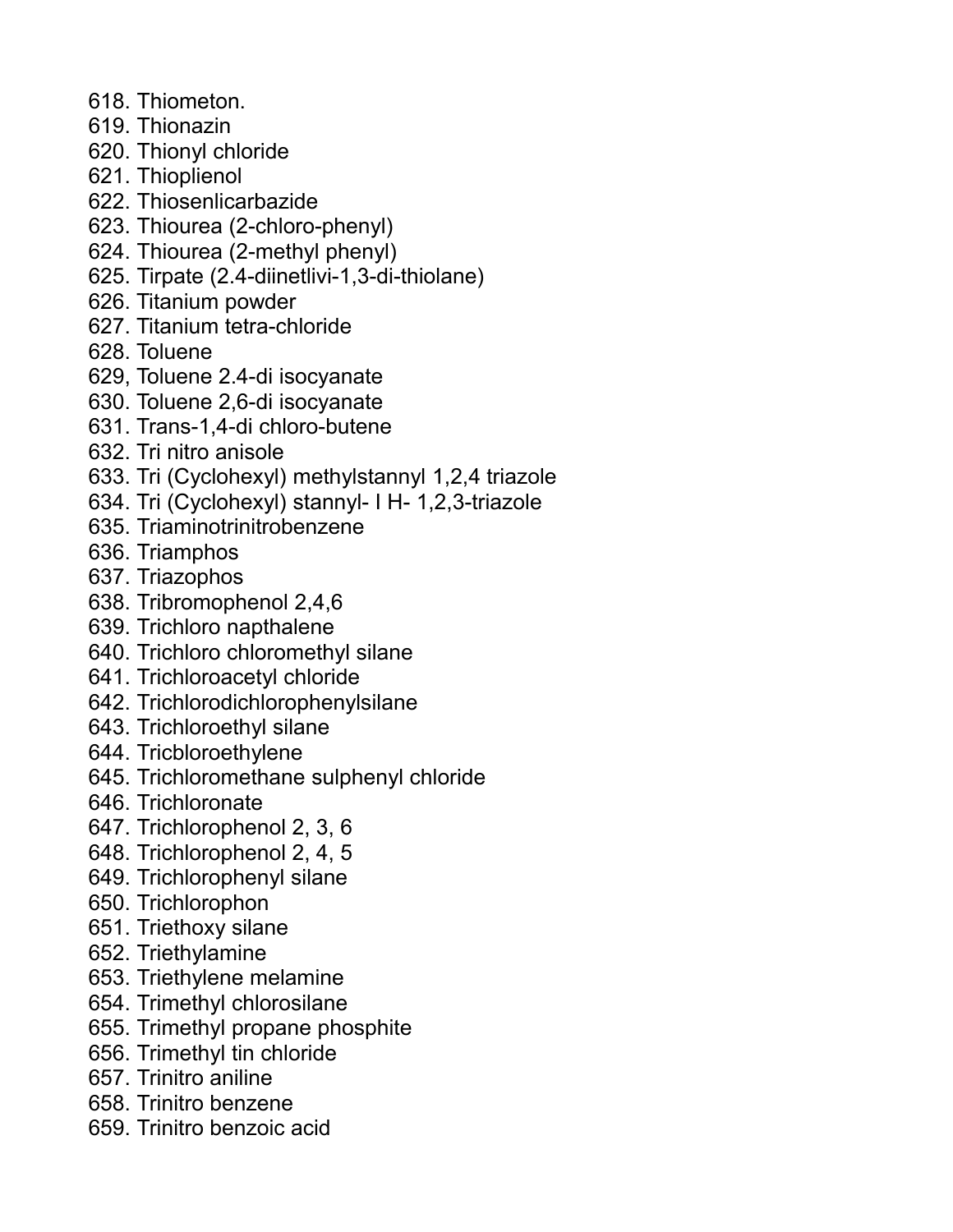618. Thiometon.
619. Thionazin
620. Thionyl chloride
621. Thioplienol
622. Thiosenlicarbazide
623. Thiourea (2-chloro-phenyl)
624. Thiourea (2-methyl phenyl)
625. Tirpate (2.4-diinetlivi-1,3-di-thiolane)
626. Titanium powder
627. Titanium tetra-chloride
628. Toluene
629, Toluene 2.4-di isocyanate
630. Toluene 2,6-di isocyanate
631. Trans-1,4-di chloro-butene
632. Tri nitro anisole
633. Tri (Cyclohexyl) methylstannyl 1,2,4 triazole
634. Tri (Cyclohexyl) stannyl- I H- 1,2,3-triazole
635. Triaminotrinitrobenzene
636. Triamphos
637. Triazophos
638. Tribromophenol 2,4,6
639. Trichloro napthalene
640. Trichloro chloromethyl silane
641. Trichloroacetyl chloride
642. Trichlorodichlorophenylsilane
643. Trichloroethyl silane
644. Tricbloroethylene
645. Trichloromethane sulphenyl chloride
646. Trichloronate
647. Trichlorophenol 2, 3, 6
648. Trichlorophenol 2, 4, 5
649. Trichlorophenyl silane
650. Trichlorophon
651. Triethoxy silane
652. Triethylamine
653. Triethylene melamine
654. Trimethyl chlorosilane
655. Trimethyl propane phosphite
656. Trimethyl tin chloride
657. Trinitro aniline
658. Trinitro benzene
659. Trinitro benzoic acid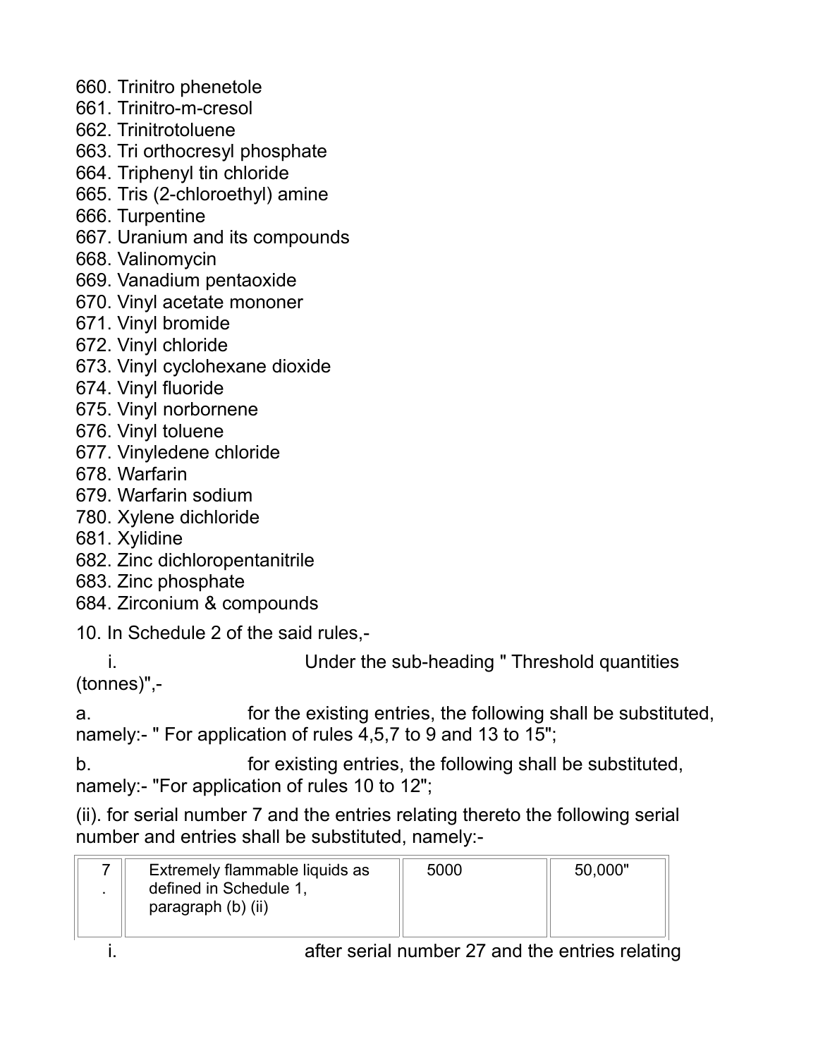660. Trinitro phenetole
661. Trinitro-m-cresol
662. Trinitrotoluene
663. Tri orthocresyl phosphate
664. Triphenyl tin chloride
665. Tris (2-chloroethyl) amine
666. Turpentine
667. Uranium and its compounds
668. Valinomycin
669. Vanadium pentaoxide
670. Vinyl acetate mononer
671. Vinyl bromide
672. Vinyl chloride
673. Vinyl cyclohexane dioxide
674. Vinyl fluoride
675. Vinyl norbornene
676. Vinyl toluene
677. Vinyledene chloride
678. Warfarin
679. Warfarin sodium
780. Xylene dichloride
681. Xylidine
682. Zinc dichloropentanitrile
683. Zinc phosphate
684. Zirconium & compounds

10. In Schedule 2 of the said rules,-

i. Under the sub-heading " Threshold quantities (tonnes)",-

a. for the existing entries, the following shall be substituted, namely:- " For application of rules 4,5,7 to 9 and 13 to 15";

b. for existing entries, the following shall be substituted, namely:- "For application of rules 10 to 12";

(ii). for serial number 7 and the entries relating thereto the following serial number and entries shall be substituted, namely:-

| | | | |
|---|---|---|---|
| 7. | Extremely flammable liquids as defined in Schedule 1, paragraph (b) (ii) | 5000 | 50,000" |

i. after serial number 27 and the entries relating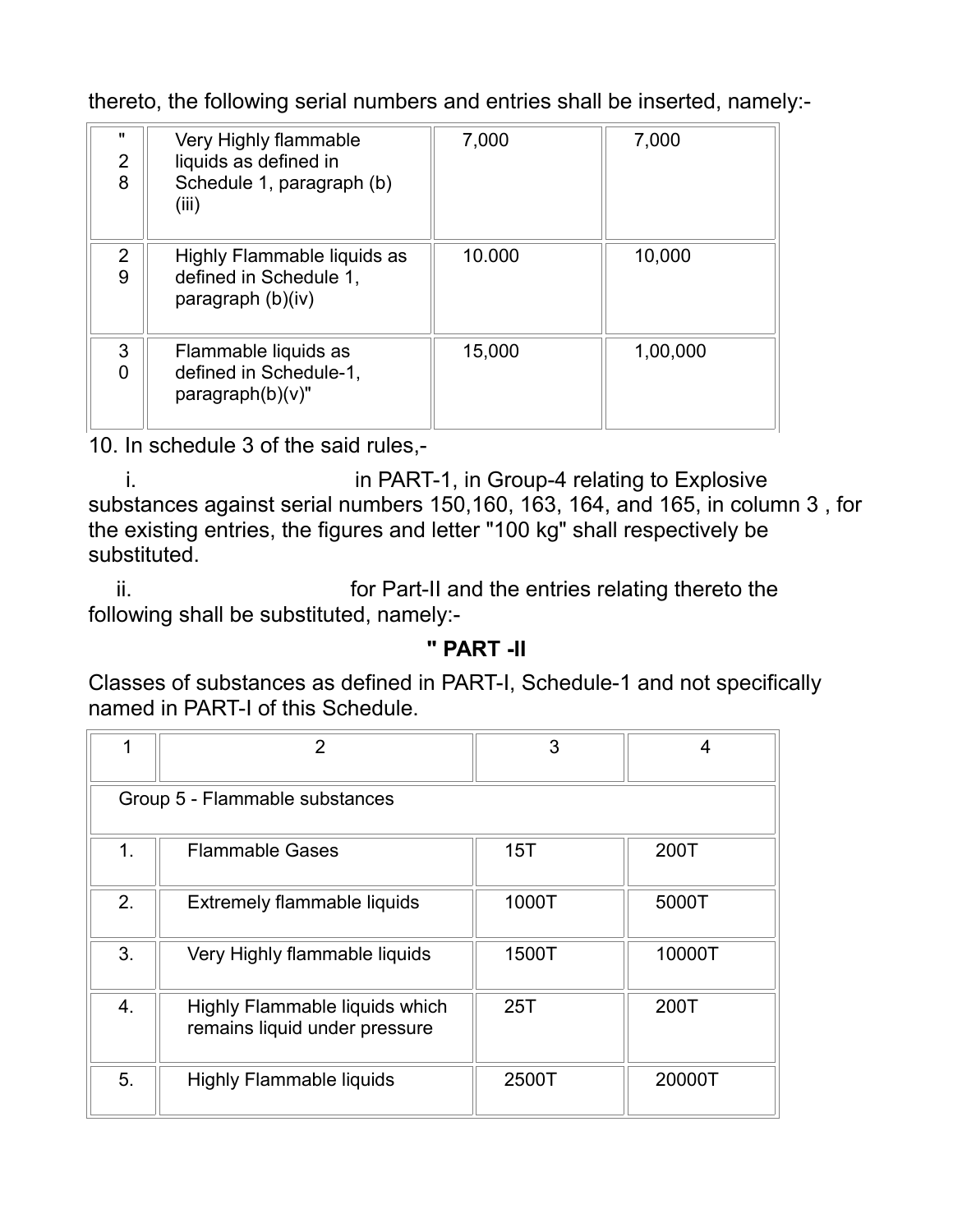thereto, the following serial numbers and entries shall be inserted, namely:-

| | | | |
|---|---|---|---|
| "28 | Very Highly flammable liquids as defined in Schedule 1, paragraph (b)(iii) | 7,000 | 7,000 |
| 29 | Highly Flammable liquids as defined in Schedule 1, paragraph (b)(iv) | 10.000 | 10,000 |
| 30 | Flammable liquids as defined in Schedule-1, paragraph(b)(v)" | 15,000 | 1,00,000 |

10. In schedule 3 of the said rules,-

i. in PART-1, in Group-4 relating to Explosive substances against serial numbers 150,160, 163, 164, and 165, in column 3 , for the existing entries, the figures and letter "100 kg" shall respectively be substituted.

ii. for Part-II and the entries relating thereto the following shall be substituted, namely:-

**" PART -II**

Classes of substances as defined in PART-I, Schedule-1 and not specifically named in PART-I of this Schedule.

| 1 | 2 | 3 | 4 |
|---|---|---|---|
| Group 5 - Flammable substances | | | |
| 1. | Flammable Gases | 15T | 200T |
| 2. | Extremely flammable liquids | 1000T | 5000T |
| 3. | Very Highly flammable liquids | 1500T | 10000T |
| 4. | Highly Flammable liquids which remains liquid under pressure | 25T | 200T |
| 5. | Highly Flammable liquids | 2500T | 20000T |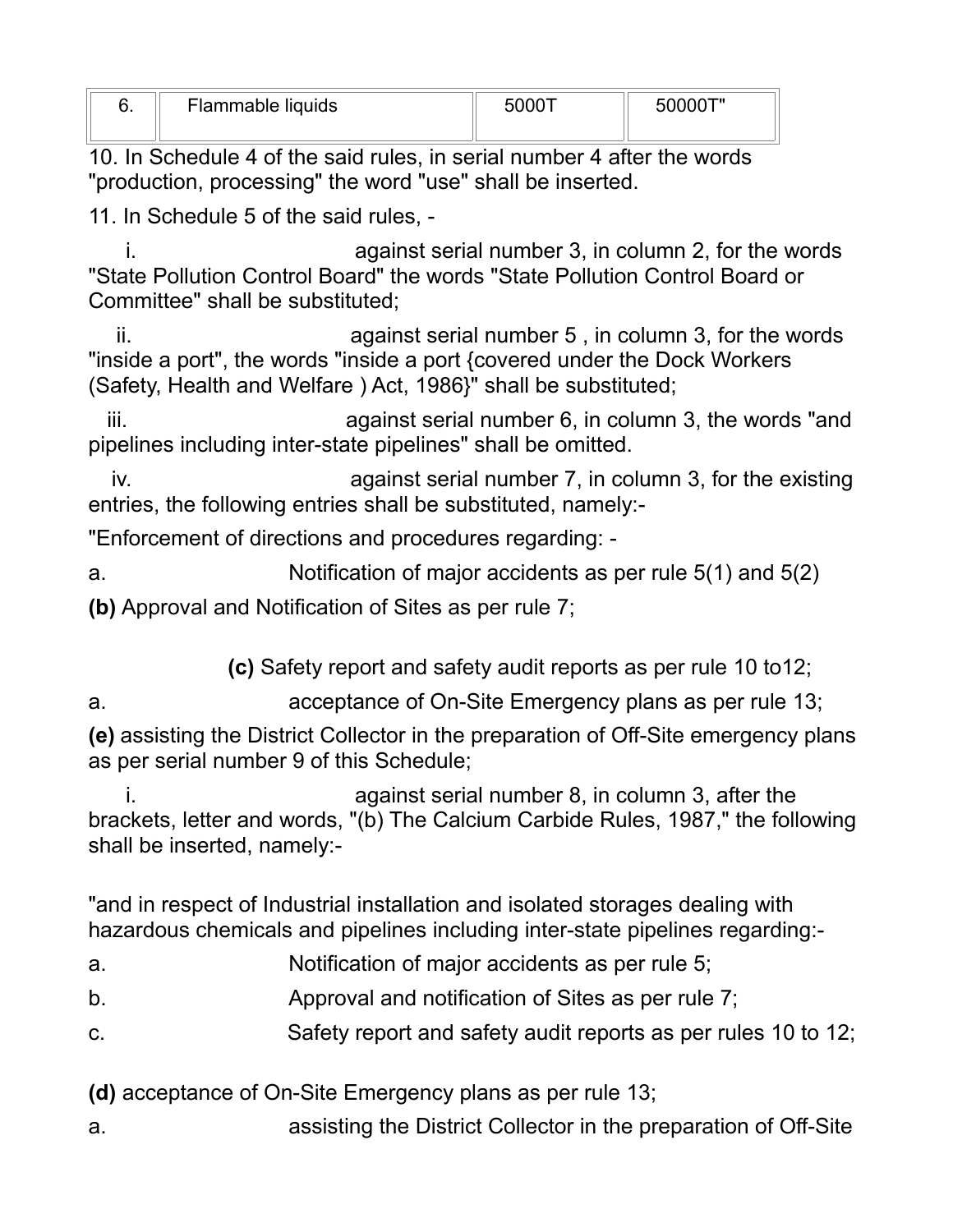| 6. | Flammable liquids | 5000T | 50000T" |
|---|---|---|---|

10. In Schedule 4 of the said rules, in serial number 4 after the words "production, processing" the word "use" shall be inserted.

11. In Schedule 5 of the said rules, -

i. against serial number 3, in column 2, for the words "State Pollution Control Board" the words "State Pollution Control Board or Committee" shall be substituted;

ii. against serial number 5 , in column 3, for the words "inside a port", the words "inside a port {covered under the Dock Workers (Safety, Health and Welfare ) Act, 1986}" shall be substituted;

iii. against serial number 6, in column 3, the words "and pipelines including inter-state pipelines" shall be omitted.

iv. against serial number 7, in column 3, for the existing entries, the following entries shall be substituted, namely:-

"Enforcement of directions and procedures regarding: -

a. Notification of major accidents as per rule 5(1) and 5(2)

**(b)** Approval and Notification of Sites as per rule 7;

**(c)** Safety report and safety audit reports as per rule 10 to12;

a. acceptance of On-Site Emergency plans as per rule 13;

**(e)** assisting the District Collector in the preparation of Off-Site emergency plans as per serial number 9 of this Schedule;

i. against serial number 8, in column 3, after the brackets, letter and words, "(b) The Calcium Carbide Rules, 1987," the following shall be inserted, namely:-

"and in respect of Industrial installation and isolated storages dealing with hazardous chemicals and pipelines including inter-state pipelines regarding:-

a. Notification of major accidents as per rule 5;

b. Approval and notification of Sites as per rule 7;

c. Safety report and safety audit reports as per rules 10 to 12;

**(d)** acceptance of On-Site Emergency plans as per rule 13;

a. assisting the District Collector in the preparation of Off-Site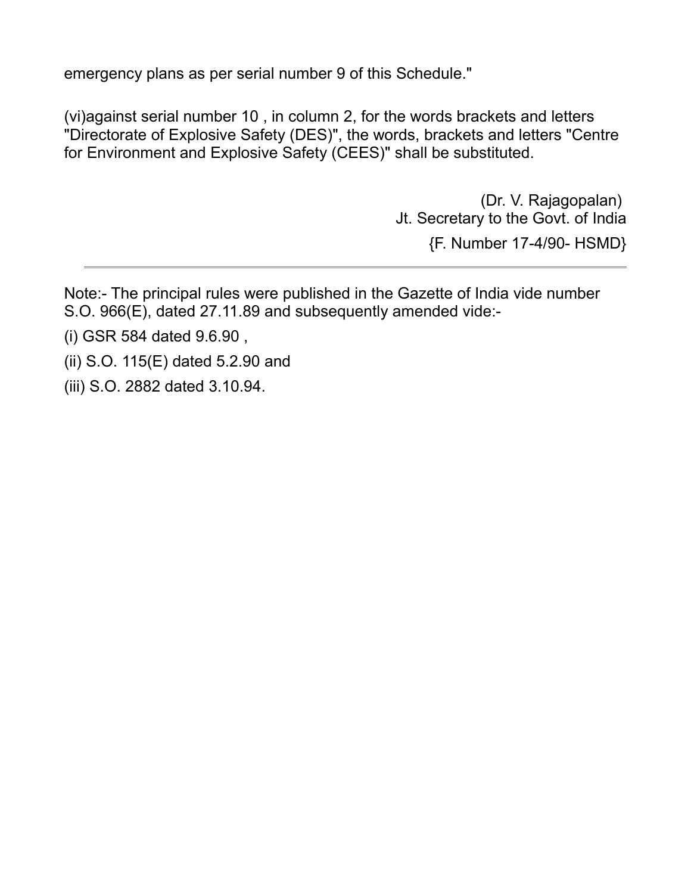emergency plans as per serial number 9 of this Schedule."

(vi)against serial number 10 , in column 2, for the words brackets and letters "Directorate of Explosive Safety (DES)", the words, brackets and letters "Centre for Environment and Explosive Safety (CEES)" shall be substituted.

(Dr. V. Rajagopalan)
Jt. Secretary to the Govt. of India

{F. Number 17-4/90- HSMD}

---

Note:- The principal rules were published in the Gazette of India vide number S.O. 966(E), dated 27.11.89 and subsequently amended vide:-

(i) GSR 584 dated 9.6.90 ,

(ii) S.O. 115(E) dated 5.2.90 and

(iii) S.O. 2882 dated 3.10.94.